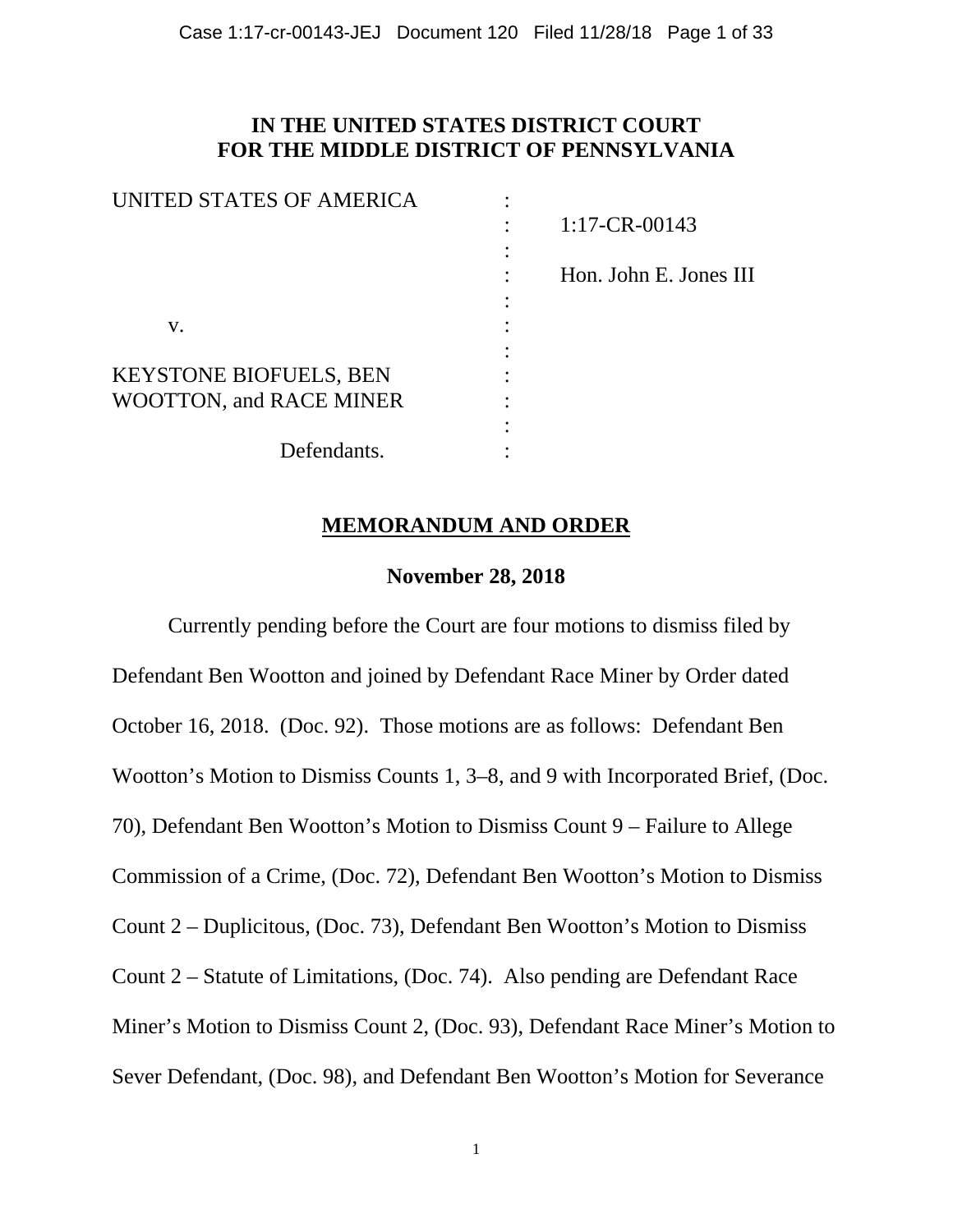**IN THE UNITED STATES DISTRICT COURT**
**FOR THE MIDDLE DISTRICT OF PENNSYLVANIA**

| | | |
|---|---|---|
| UNITED STATES OF AMERICA | : | |
| | : | 1:17-CR-00143 |
| | : | |
| | : | Hon. John E. Jones III |
| | : | |
| v. | : | |
| | : | |
| KEYSTONE BIOFUELS, BEN WOOTTON, and RACE MINER | : | |
| | : | |
| Defendants. | : | |

## MEMORANDUM AND ORDER

**November 28, 2018**

Currently pending before the Court are four motions to dismiss filed by Defendant Ben Wootton and joined by Defendant Race Miner by Order dated October 16, 2018. (Doc. 92). Those motions are as follows: Defendant Ben Wootton's Motion to Dismiss Counts 1, 3–8, and 9 with Incorporated Brief, (Doc. 70), Defendant Ben Wootton's Motion to Dismiss Count 9 – Failure to Allege Commission of a Crime, (Doc. 72), Defendant Ben Wootton's Motion to Dismiss Count 2 – Duplicitous, (Doc. 73), Defendant Ben Wootton's Motion to Dismiss Count 2 – Statute of Limitations, (Doc. 74). Also pending are Defendant Race Miner's Motion to Dismiss Count 2, (Doc. 93), Defendant Race Miner's Motion to Sever Defendant, (Doc. 98), and Defendant Ben Wootton's Motion for Severance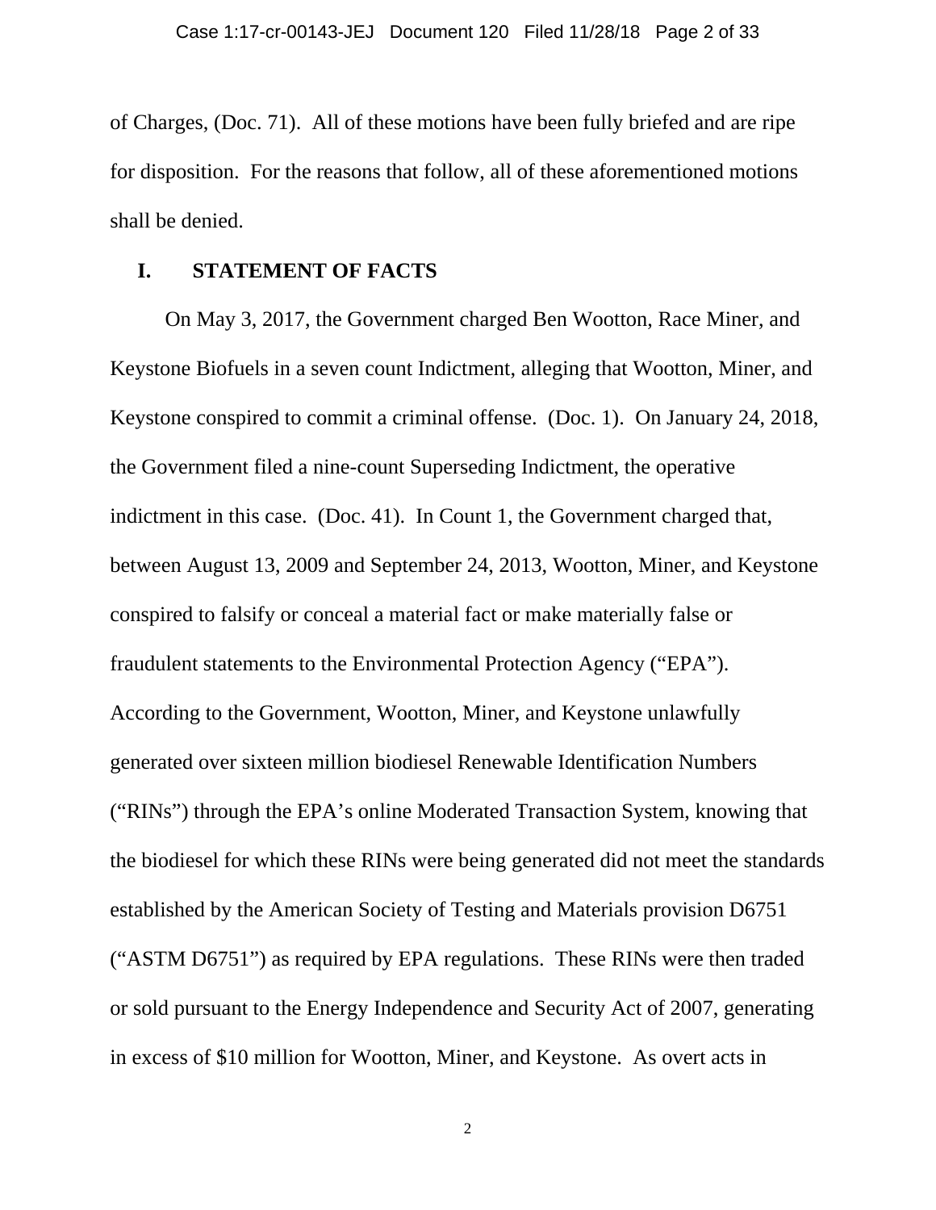of Charges, (Doc. 71). All of these motions have been fully briefed and are ripe for disposition. For the reasons that follow, all of these aforementioned motions shall be denied.

## I. STATEMENT OF FACTS

On May 3, 2017, the Government charged Ben Wootton, Race Miner, and Keystone Biofuels in a seven count Indictment, alleging that Wootton, Miner, and Keystone conspired to commit a criminal offense. (Doc. 1). On January 24, 2018, the Government filed a nine-count Superseding Indictment, the operative indictment in this case. (Doc. 41). In Count 1, the Government charged that, between August 13, 2009 and September 24, 2013, Wootton, Miner, and Keystone conspired to falsify or conceal a material fact or make materially false or fraudulent statements to the Environmental Protection Agency ("EPA"). According to the Government, Wootton, Miner, and Keystone unlawfully generated over sixteen million biodiesel Renewable Identification Numbers ("RINs") through the EPA's online Moderated Transaction System, knowing that the biodiesel for which these RINs were being generated did not meet the standards established by the American Society of Testing and Materials provision D6751 ("ASTM D6751") as required by EPA regulations. These RINs were then traded or sold pursuant to the Energy Independence and Security Act of 2007, generating in excess of $10 million for Wootton, Miner, and Keystone. As overt acts in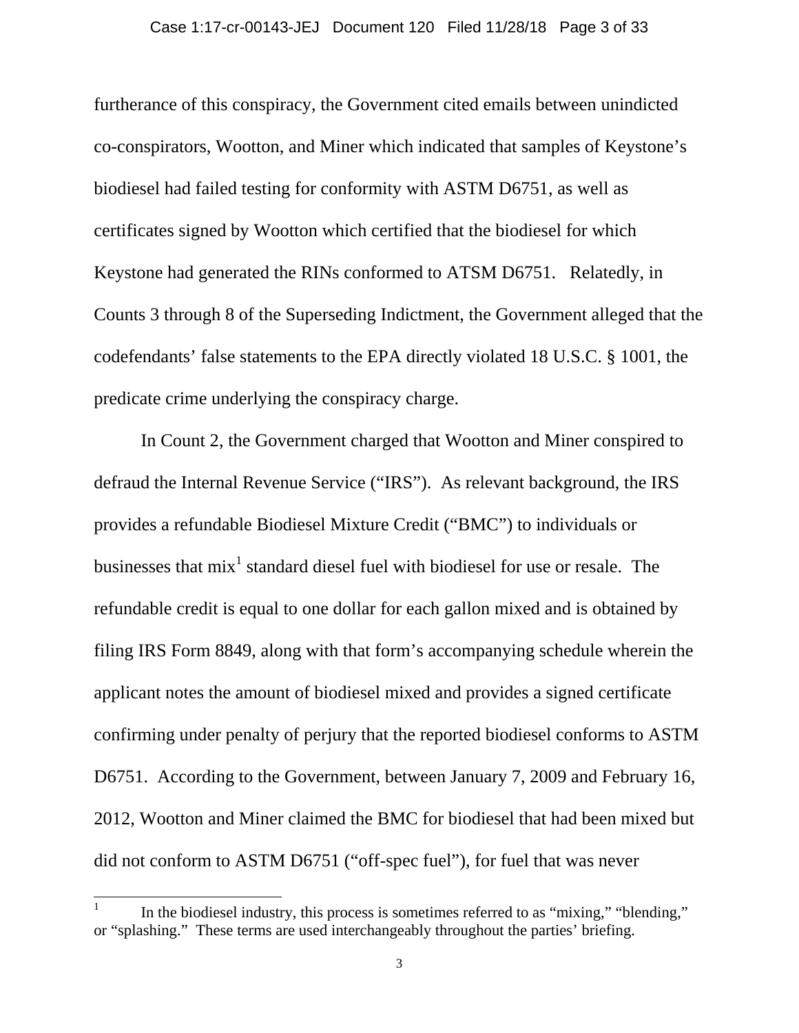furtherance of this conspiracy, the Government cited emails between unindicted co-conspirators, Wootton, and Miner which indicated that samples of Keystone's biodiesel had failed testing for conformity with ASTM D6751, as well as certificates signed by Wootton which certified that the biodiesel for which Keystone had generated the RINs conformed to ATSM D6751. Relatedly, in Counts 3 through 8 of the Superseding Indictment, the Government alleged that the codefendants' false statements to the EPA directly violated 18 U.S.C. § 1001, the predicate crime underlying the conspiracy charge.

In Count 2, the Government charged that Wootton and Miner conspired to defraud the Internal Revenue Service ("IRS"). As relevant background, the IRS provides a refundable Biodiesel Mixture Credit ("BMC") to individuals or businesses that mix[1] standard diesel fuel with biodiesel for use or resale. The refundable credit is equal to one dollar for each gallon mixed and is obtained by filing IRS Form 8849, along with that form's accompanying schedule wherein the applicant notes the amount of biodiesel mixed and provides a signed certificate confirming under penalty of perjury that the reported biodiesel conforms to ASTM D6751. According to the Government, between January 7, 2009 and February 16, 2012, Wootton and Miner claimed the BMC for biodiesel that had been mixed but did not conform to ASTM D6751 ("off-spec fuel"), for fuel that was never

[1] In the biodiesel industry, this process is sometimes referred to as "mixing," "blending," or "splashing." These terms are used interchangeably throughout the parties' briefing.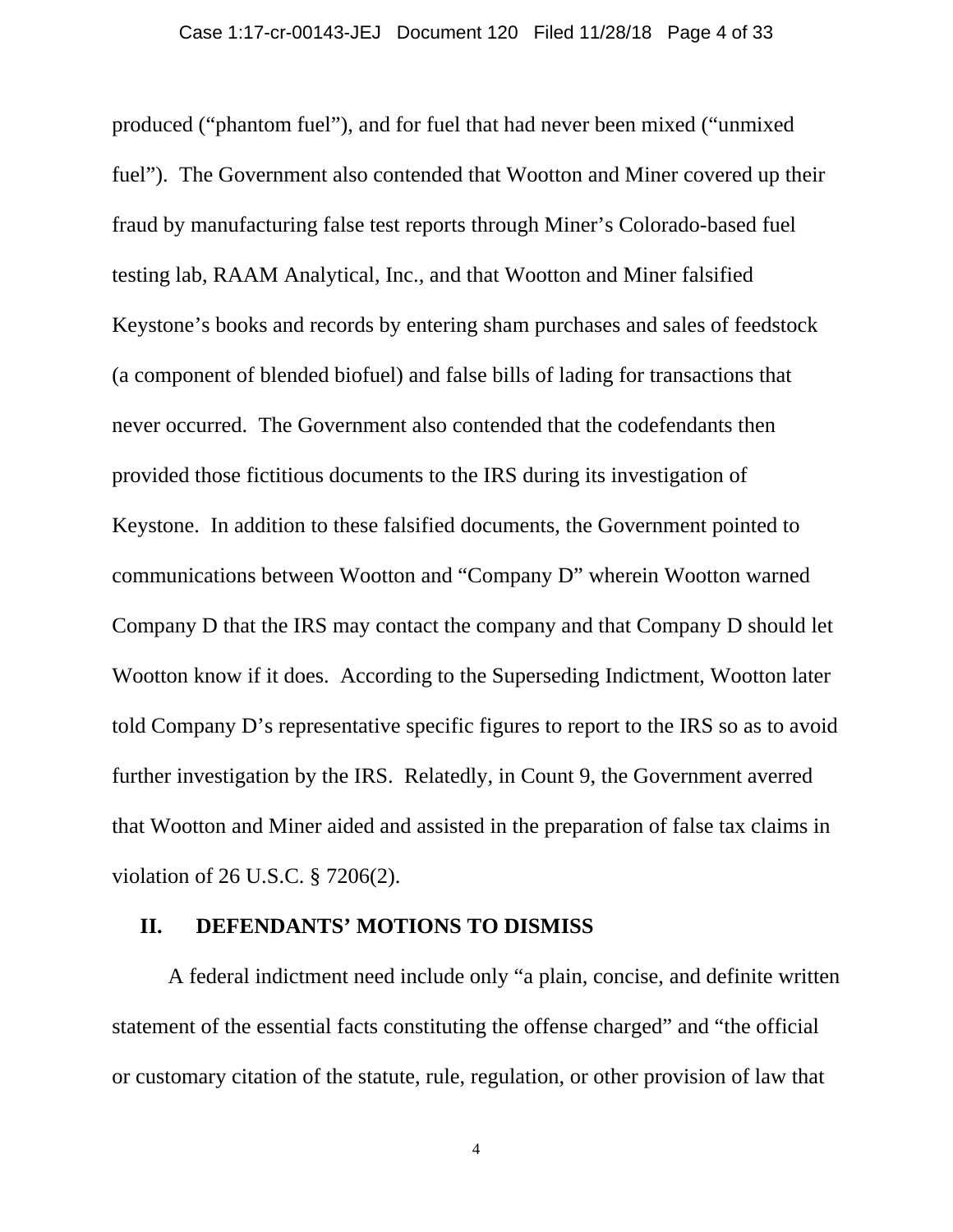produced ("phantom fuel"), and for fuel that had never been mixed ("unmixed fuel"). The Government also contended that Wootton and Miner covered up their fraud by manufacturing false test reports through Miner's Colorado-based fuel testing lab, RAAM Analytical, Inc., and that Wootton and Miner falsified Keystone's books and records by entering sham purchases and sales of feedstock (a component of blended biofuel) and false bills of lading for transactions that never occurred. The Government also contended that the codefendants then provided those fictitious documents to the IRS during its investigation of Keystone. In addition to these falsified documents, the Government pointed to communications between Wootton and "Company D" wherein Wootton warned Company D that the IRS may contact the company and that Company D should let Wootton know if it does. According to the Superseding Indictment, Wootton later told Company D's representative specific figures to report to the IRS so as to avoid further investigation by the IRS. Relatedly, in Count 9, the Government averred that Wootton and Miner aided and assisted in the preparation of false tax claims in violation of 26 U.S.C. § 7206(2).

## II. DEFENDANTS' MOTIONS TO DISMISS

A federal indictment need include only "a plain, concise, and definite written statement of the essential facts constituting the offense charged" and "the official or customary citation of the statute, rule, regulation, or other provision of law that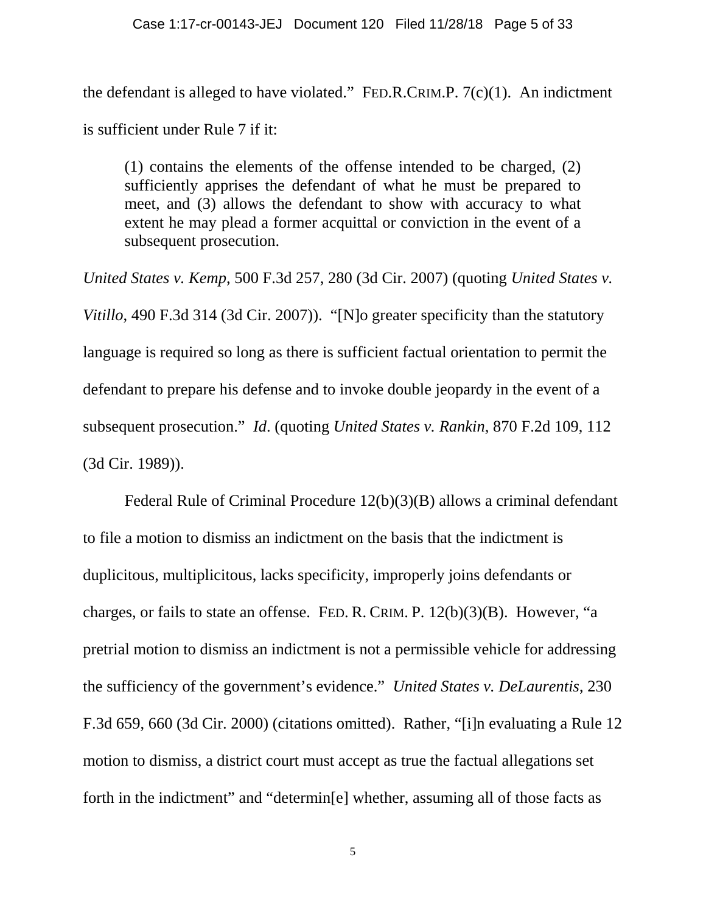the defendant is alleged to have violated." FED.R.CRIM.P. 7(c)(1). An indictment is sufficient under Rule 7 if it:

> (1) contains the elements of the offense intended to be charged, (2) sufficiently apprises the defendant of what he must be prepared to meet, and (3) allows the defendant to show with accuracy to what extent he may plead a former acquittal or conviction in the event of a subsequent prosecution.

*United States v. Kemp*, 500 F.3d 257, 280 (3d Cir. 2007) (quoting *United States v. Vitillo*, 490 F.3d 314 (3d Cir. 2007)). "[N]o greater specificity than the statutory language is required so long as there is sufficient factual orientation to permit the defendant to prepare his defense and to invoke double jeopardy in the event of a subsequent prosecution." *Id*. (quoting *United States v. Rankin*, 870 F.2d 109, 112 (3d Cir. 1989)).

Federal Rule of Criminal Procedure 12(b)(3)(B) allows a criminal defendant to file a motion to dismiss an indictment on the basis that the indictment is duplicitous, multiplicitous, lacks specificity, improperly joins defendants or charges, or fails to state an offense. FED. R. CRIM. P. 12(b)(3)(B). However, "a pretrial motion to dismiss an indictment is not a permissible vehicle for addressing the sufficiency of the government's evidence." *United States v. DeLaurentis*, 230 F.3d 659, 660 (3d Cir. 2000) (citations omitted). Rather, "[i]n evaluating a Rule 12 motion to dismiss, a district court must accept as true the factual allegations set forth in the indictment" and "determin[e] whether, assuming all of those facts as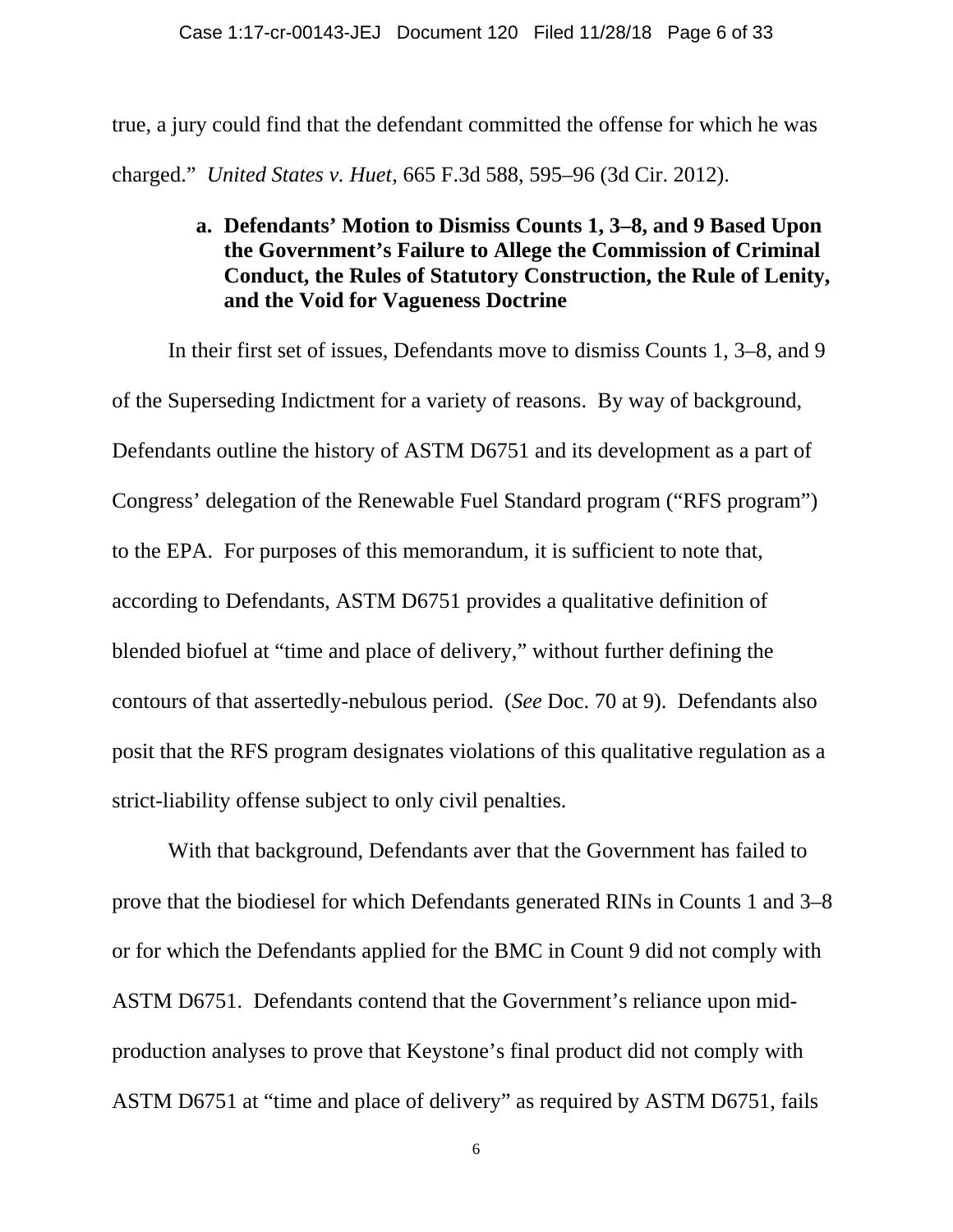true, a jury could find that the defendant committed the offense for which he was charged." *United States v. Huet*, 665 F.3d 588, 595–96 (3d Cir. 2012).

**a. Defendants' Motion to Dismiss Counts 1, 3–8, and 9 Based Upon the Government's Failure to Allege the Commission of Criminal Conduct, the Rules of Statutory Construction, the Rule of Lenity, and the Void for Vagueness Doctrine**

In their first set of issues, Defendants move to dismiss Counts 1, 3–8, and 9 of the Superseding Indictment for a variety of reasons. By way of background, Defendants outline the history of ASTM D6751 and its development as a part of Congress' delegation of the Renewable Fuel Standard program ("RFS program") to the EPA. For purposes of this memorandum, it is sufficient to note that, according to Defendants, ASTM D6751 provides a qualitative definition of blended biofuel at "time and place of delivery," without further defining the contours of that assertedly-nebulous period. (*See* Doc. 70 at 9). Defendants also posit that the RFS program designates violations of this qualitative regulation as a strict-liability offense subject to only civil penalties.

With that background, Defendants aver that the Government has failed to prove that the biodiesel for which Defendants generated RINs in Counts 1 and 3–8 or for which the Defendants applied for the BMC in Count 9 did not comply with ASTM D6751. Defendants contend that the Government's reliance upon mid-production analyses to prove that Keystone's final product did not comply with ASTM D6751 at "time and place of delivery" as required by ASTM D6751, fails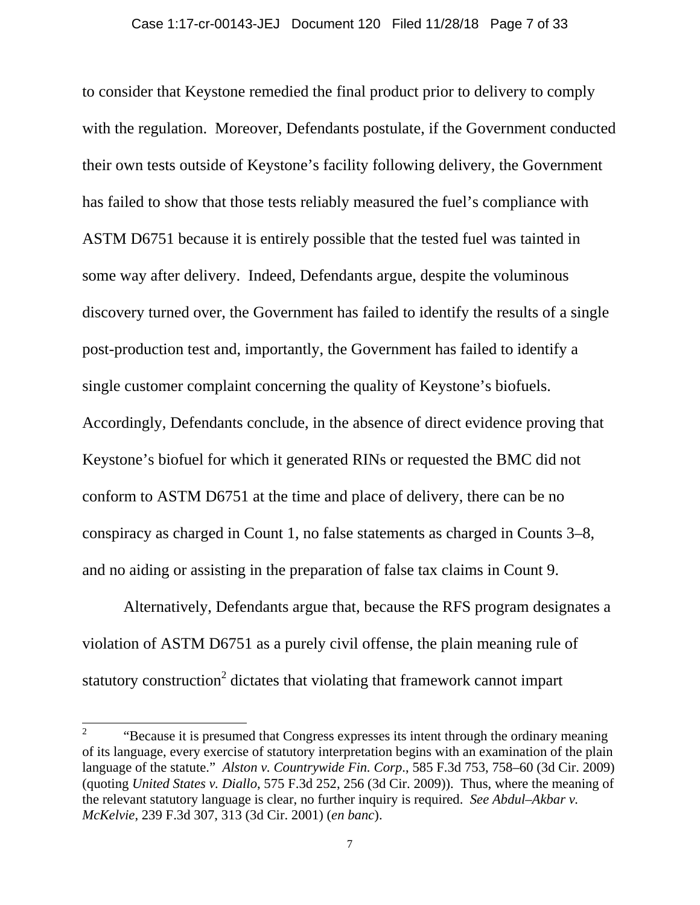to consider that Keystone remedied the final product prior to delivery to comply with the regulation. Moreover, Defendants postulate, if the Government conducted their own tests outside of Keystone's facility following delivery, the Government has failed to show that those tests reliably measured the fuel's compliance with ASTM D6751 because it is entirely possible that the tested fuel was tainted in some way after delivery. Indeed, Defendants argue, despite the voluminous discovery turned over, the Government has failed to identify the results of a single post-production test and, importantly, the Government has failed to identify a single customer complaint concerning the quality of Keystone's biofuels. Accordingly, Defendants conclude, in the absence of direct evidence proving that Keystone's biofuel for which it generated RINs or requested the BMC did not conform to ASTM D6751 at the time and place of delivery, there can be no conspiracy as charged in Count 1, no false statements as charged in Counts 3–8, and no aiding or assisting in the preparation of false tax claims in Count 9.

Alternatively, Defendants argue that, because the RFS program designates a violation of ASTM D6751 as a purely civil offense, the plain meaning rule of statutory construction[2] dictates that violating that framework cannot impart

---

[2] "Because it is presumed that Congress expresses its intent through the ordinary meaning of its language, every exercise of statutory interpretation begins with an examination of the plain language of the statute." *Alston v. Countrywide Fin. Corp*., 585 F.3d 753, 758–60 (3d Cir. 2009) (quoting *United States v. Diallo*, 575 F.3d 252, 256 (3d Cir. 2009)). Thus, where the meaning of the relevant statutory language is clear, no further inquiry is required. *See Abdul–Akbar v. McKelvie*, 239 F.3d 307, 313 (3d Cir. 2001) (*en banc*).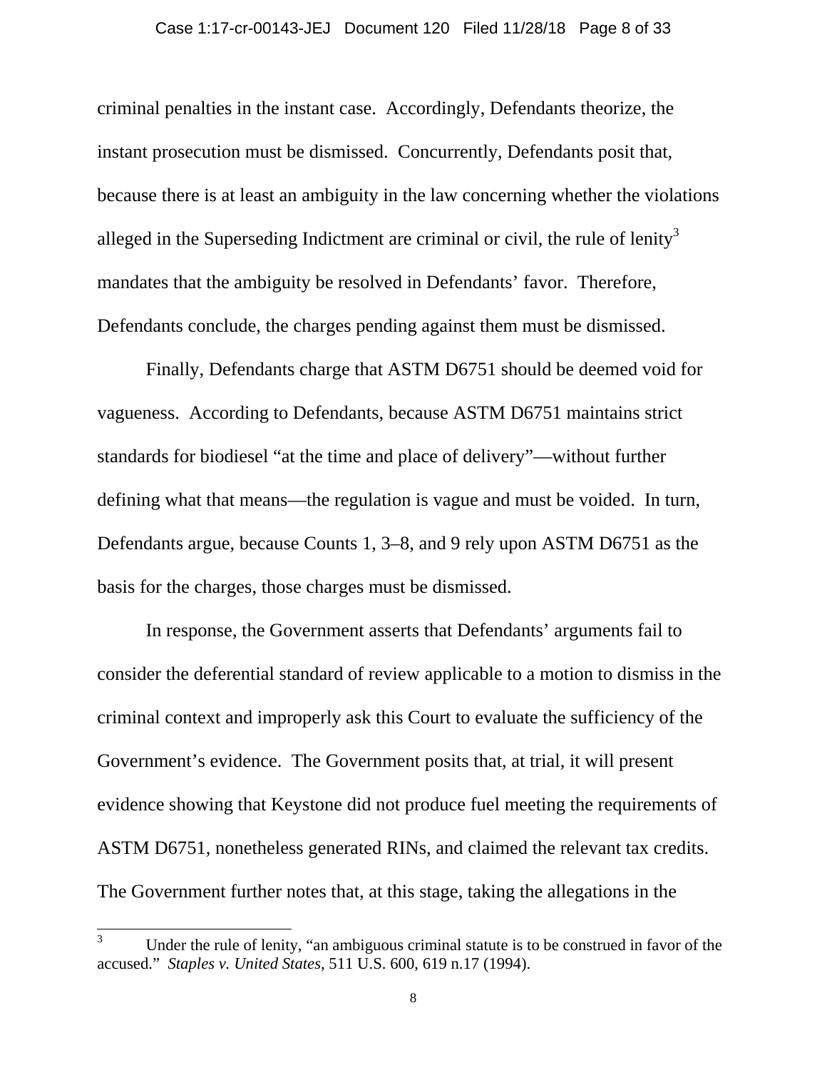criminal penalties in the instant case. Accordingly, Defendants theorize, the instant prosecution must be dismissed. Concurrently, Defendants posit that, because there is at least an ambiguity in the law concerning whether the violations alleged in the Superseding Indictment are criminal or civil, the rule of lenity[3] mandates that the ambiguity be resolved in Defendants' favor. Therefore, Defendants conclude, the charges pending against them must be dismissed.

Finally, Defendants charge that ASTM D6751 should be deemed void for vagueness. According to Defendants, because ASTM D6751 maintains strict standards for biodiesel "at the time and place of delivery"—without further defining what that means—the regulation is vague and must be voided. In turn, Defendants argue, because Counts 1, 3–8, and 9 rely upon ASTM D6751 as the basis for the charges, those charges must be dismissed.

In response, the Government asserts that Defendants' arguments fail to consider the deferential standard of review applicable to a motion to dismiss in the criminal context and improperly ask this Court to evaluate the sufficiency of the Government's evidence. The Government posits that, at trial, it will present evidence showing that Keystone did not produce fuel meeting the requirements of ASTM D6751, nonetheless generated RINs, and claimed the relevant tax credits. The Government further notes that, at this stage, taking the allegations in the

---

[3] Under the rule of lenity, "an ambiguous criminal statute is to be construed in favor of the accused." *Staples v. United States*, 511 U.S. 600, 619 n.17 (1994).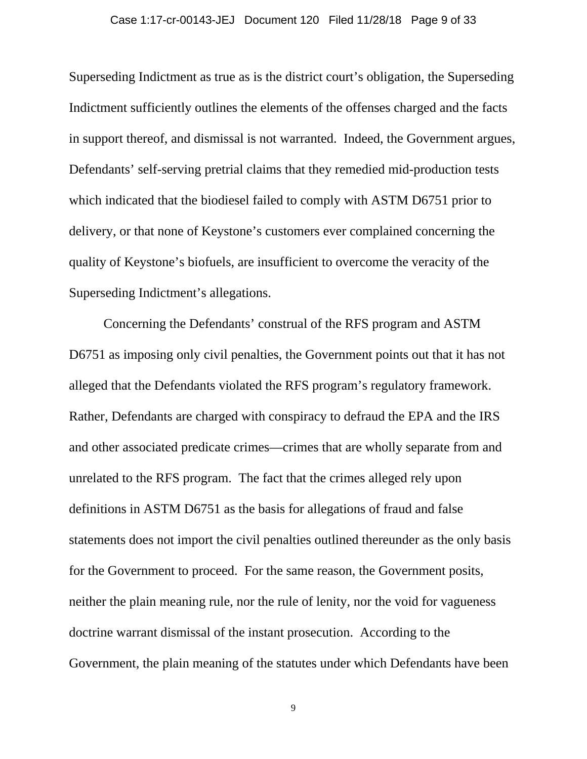Superseding Indictment as true as is the district court's obligation, the Superseding Indictment sufficiently outlines the elements of the offenses charged and the facts in support thereof, and dismissal is not warranted. Indeed, the Government argues, Defendants' self-serving pretrial claims that they remedied mid-production tests which indicated that the biodiesel failed to comply with ASTM D6751 prior to delivery, or that none of Keystone's customers ever complained concerning the quality of Keystone's biofuels, are insufficient to overcome the veracity of the Superseding Indictment's allegations.

Concerning the Defendants' construal of the RFS program and ASTM D6751 as imposing only civil penalties, the Government points out that it has not alleged that the Defendants violated the RFS program's regulatory framework. Rather, Defendants are charged with conspiracy to defraud the EPA and the IRS and other associated predicate crimes—crimes that are wholly separate from and unrelated to the RFS program. The fact that the crimes alleged rely upon definitions in ASTM D6751 as the basis for allegations of fraud and false statements does not import the civil penalties outlined thereunder as the only basis for the Government to proceed. For the same reason, the Government posits, neither the plain meaning rule, nor the rule of lenity, nor the void for vagueness doctrine warrant dismissal of the instant prosecution. According to the Government, the plain meaning of the statutes under which Defendants have been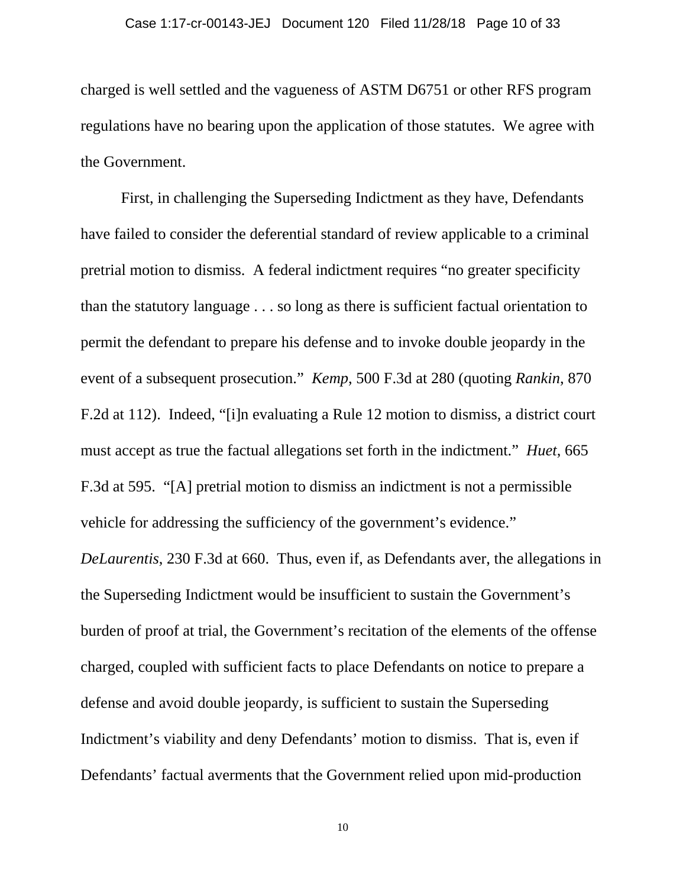charged is well settled and the vagueness of ASTM D6751 or other RFS program regulations have no bearing upon the application of those statutes. We agree with the Government.

First, in challenging the Superseding Indictment as they have, Defendants have failed to consider the deferential standard of review applicable to a criminal pretrial motion to dismiss. A federal indictment requires "no greater specificity than the statutory language . . . so long as there is sufficient factual orientation to permit the defendant to prepare his defense and to invoke double jeopardy in the event of a subsequent prosecution." *Kemp*, 500 F.3d at 280 (quoting *Rankin*, 870 F.2d at 112). Indeed, "[i]n evaluating a Rule 12 motion to dismiss, a district court must accept as true the factual allegations set forth in the indictment." *Huet*, 665 F.3d at 595. "[A] pretrial motion to dismiss an indictment is not a permissible vehicle for addressing the sufficiency of the government's evidence." *DeLaurentis*, 230 F.3d at 660. Thus, even if, as Defendants aver, the allegations in the Superseding Indictment would be insufficient to sustain the Government's burden of proof at trial, the Government's recitation of the elements of the offense charged, coupled with sufficient facts to place Defendants on notice to prepare a defense and avoid double jeopardy, is sufficient to sustain the Superseding Indictment's viability and deny Defendants' motion to dismiss. That is, even if Defendants' factual averments that the Government relied upon mid-production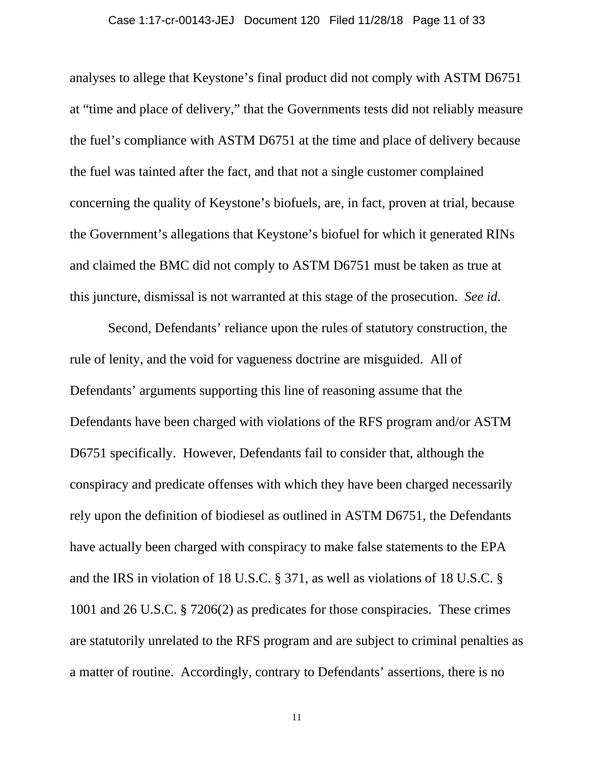analyses to allege that Keystone's final product did not comply with ASTM D6751 at "time and place of delivery," that the Governments tests did not reliably measure the fuel's compliance with ASTM D6751 at the time and place of delivery because the fuel was tainted after the fact, and that not a single customer complained concerning the quality of Keystone's biofuels, are, in fact, proven at trial, because the Government's allegations that Keystone's biofuel for which it generated RINs and claimed the BMC did not comply to ASTM D6751 must be taken as true at this juncture, dismissal is not warranted at this stage of the prosecution. *See id.*

Second, Defendants' reliance upon the rules of statutory construction, the rule of lenity, and the void for vagueness doctrine are misguided. All of Defendants' arguments supporting this line of reasoning assume that the Defendants have been charged with violations of the RFS program and/or ASTM D6751 specifically. However, Defendants fail to consider that, although the conspiracy and predicate offenses with which they have been charged necessarily rely upon the definition of biodiesel as outlined in ASTM D6751, the Defendants have actually been charged with conspiracy to make false statements to the EPA and the IRS in violation of 18 U.S.C. § 371, as well as violations of 18 U.S.C. § 1001 and 26 U.S.C. § 7206(2) as predicates for those conspiracies. These crimes are statutorily unrelated to the RFS program and are subject to criminal penalties as a matter of routine. Accordingly, contrary to Defendants' assertions, there is no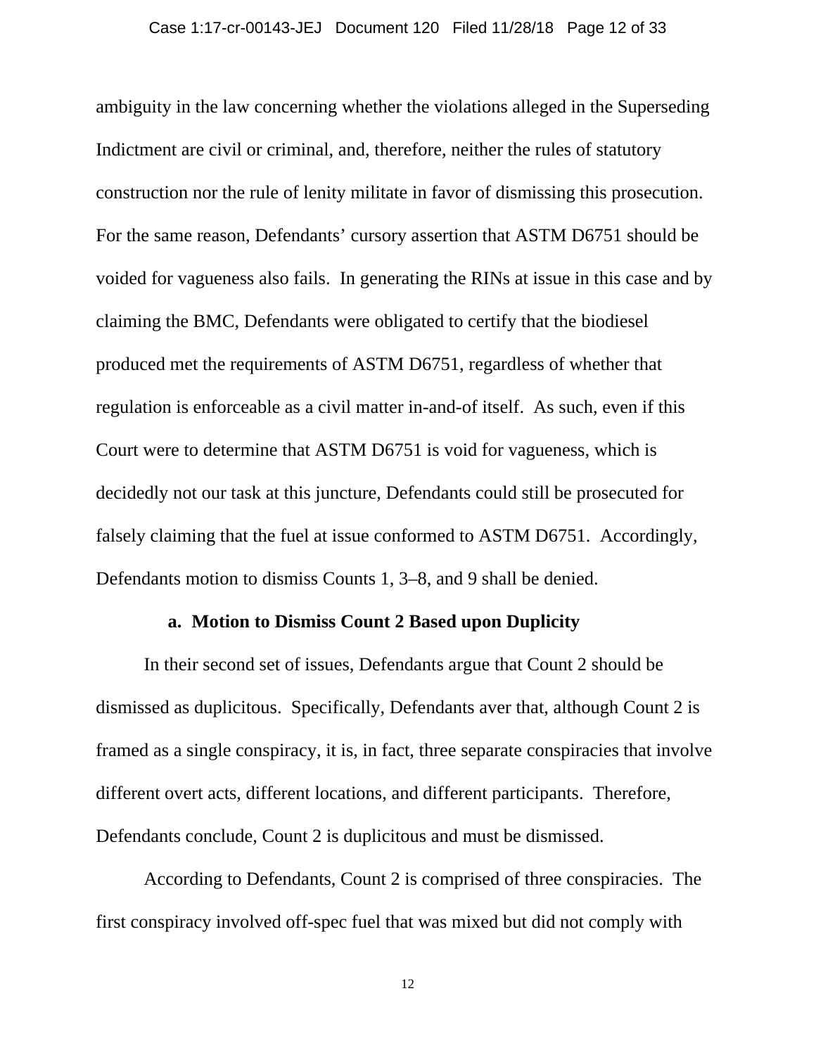ambiguity in the law concerning whether the violations alleged in the Superseding Indictment are civil or criminal, and, therefore, neither the rules of statutory construction nor the rule of lenity militate in favor of dismissing this prosecution. For the same reason, Defendants' cursory assertion that ASTM D6751 should be voided for vagueness also fails. In generating the RINs at issue in this case and by claiming the BMC, Defendants were obligated to certify that the biodiesel produced met the requirements of ASTM D6751, regardless of whether that regulation is enforceable as a civil matter in-and-of itself. As such, even if this Court were to determine that ASTM D6751 is void for vagueness, which is decidedly not our task at this juncture, Defendants could still be prosecuted for falsely claiming that the fuel at issue conformed to ASTM D6751. Accordingly, Defendants motion to dismiss Counts 1, 3–8, and 9 shall be denied.

**a. Motion to Dismiss Count 2 Based upon Duplicity**

In their second set of issues, Defendants argue that Count 2 should be dismissed as duplicitous. Specifically, Defendants aver that, although Count 2 is framed as a single conspiracy, it is, in fact, three separate conspiracies that involve different overt acts, different locations, and different participants. Therefore, Defendants conclude, Count 2 is duplicitous and must be dismissed.

According to Defendants, Count 2 is comprised of three conspiracies. The first conspiracy involved off-spec fuel that was mixed but did not comply with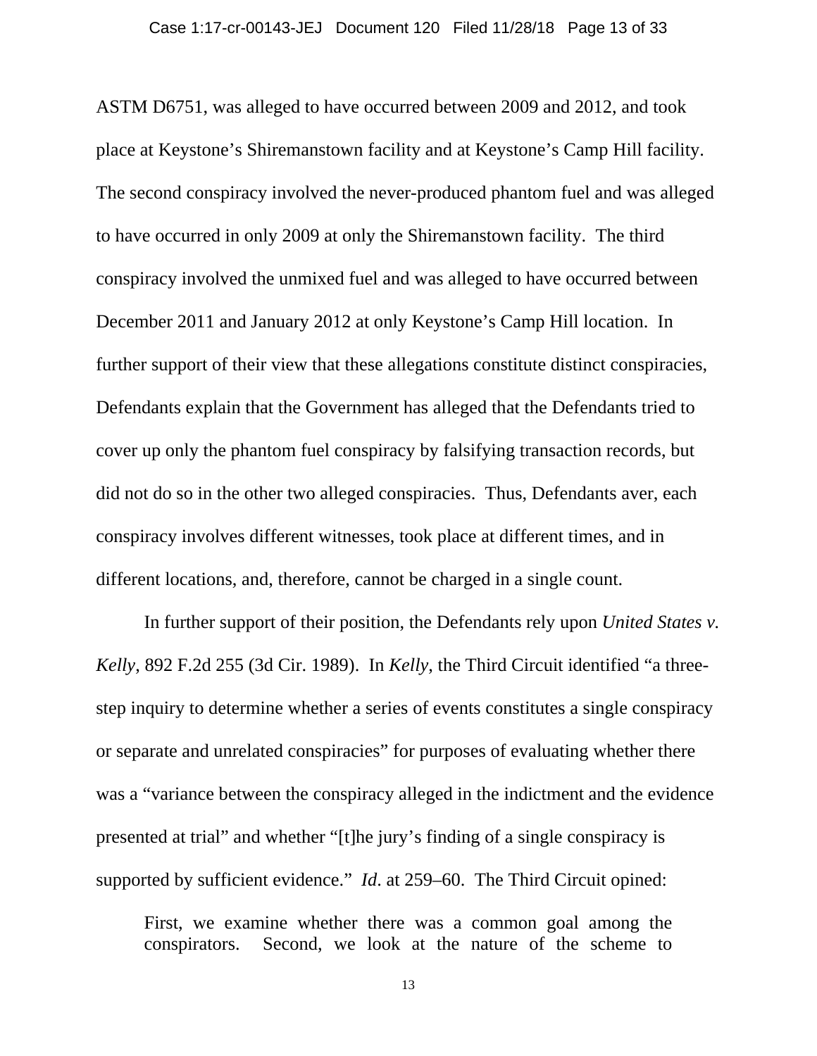ASTM D6751, was alleged to have occurred between 2009 and 2012, and took place at Keystone's Shiremanstown facility and at Keystone's Camp Hill facility. The second conspiracy involved the never-produced phantom fuel and was alleged to have occurred in only 2009 at only the Shiremanstown facility. The third conspiracy involved the unmixed fuel and was alleged to have occurred between December 2011 and January 2012 at only Keystone's Camp Hill location. In further support of their view that these allegations constitute distinct conspiracies, Defendants explain that the Government has alleged that the Defendants tried to cover up only the phantom fuel conspiracy by falsifying transaction records, but did not do so in the other two alleged conspiracies. Thus, Defendants aver, each conspiracy involves different witnesses, took place at different times, and in different locations, and, therefore, cannot be charged in a single count.

In further support of their position, the Defendants rely upon *United States v. Kelly*, 892 F.2d 255 (3d Cir. 1989). In *Kelly*, the Third Circuit identified "a three-step inquiry to determine whether a series of events constitutes a single conspiracy or separate and unrelated conspiracies" for purposes of evaluating whether there was a "variance between the conspiracy alleged in the indictment and the evidence presented at trial" and whether "[t]he jury's finding of a single conspiracy is supported by sufficient evidence." *Id.* at 259–60. The Third Circuit opined:

> First, we examine whether there was a common goal among the conspirators. Second, we look at the nature of the scheme to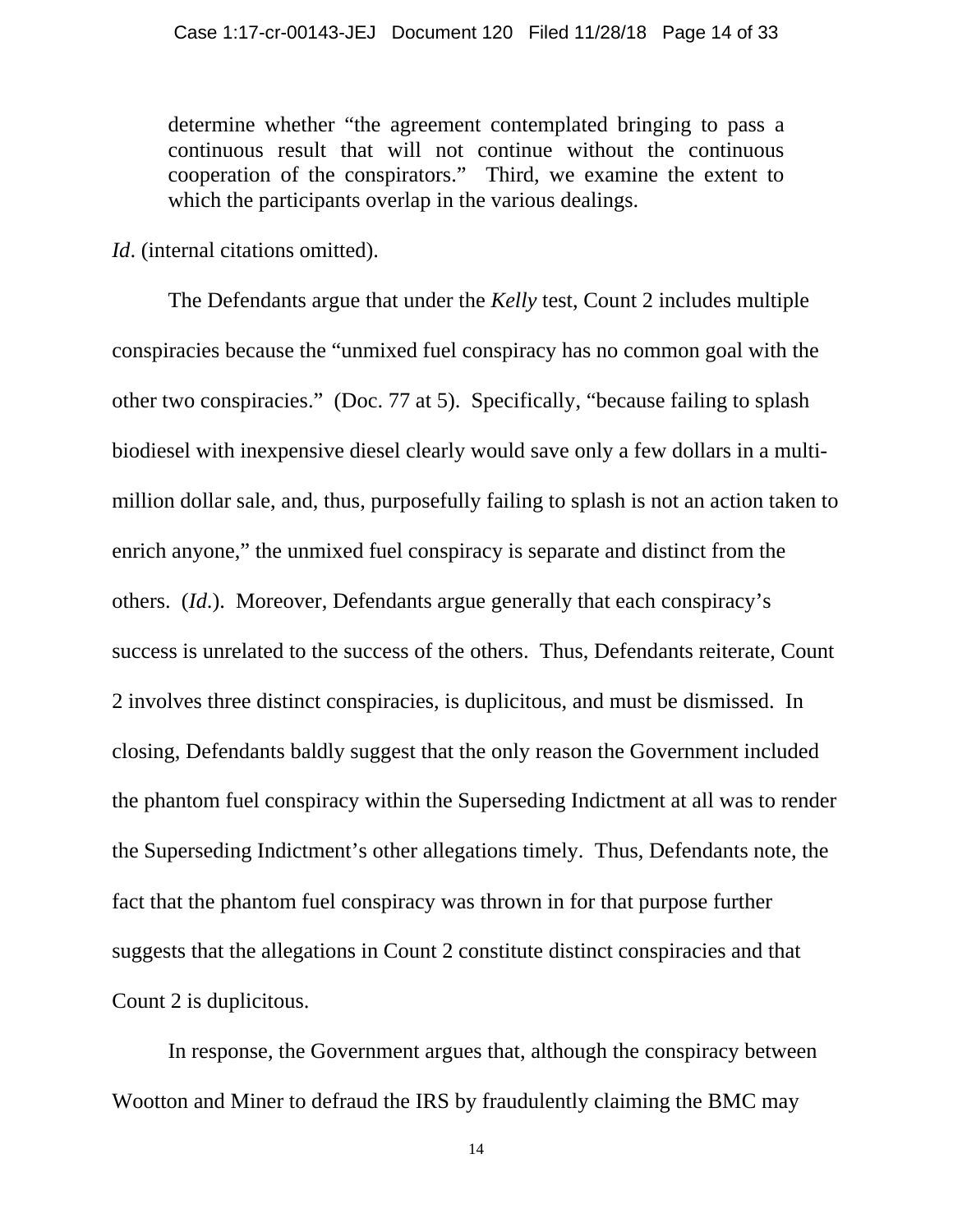> determine whether "the agreement contemplated bringing to pass a continuous result that will not continue without the continuous cooperation of the conspirators." Third, we examine the extent to which the participants overlap in the various dealings.

*Id*. (internal citations omitted).

The Defendants argue that under the *Kelly* test, Count 2 includes multiple conspiracies because the "unmixed fuel conspiracy has no common goal with the other two conspiracies." (Doc. 77 at 5). Specifically, "because failing to splash biodiesel with inexpensive diesel clearly would save only a few dollars in a multi-million dollar sale, and, thus, purposefully failing to splash is not an action taken to enrich anyone," the unmixed fuel conspiracy is separate and distinct from the others. (*Id*.). Moreover, Defendants argue generally that each conspiracy's success is unrelated to the success of the others. Thus, Defendants reiterate, Count 2 involves three distinct conspiracies, is duplicitous, and must be dismissed. In closing, Defendants baldly suggest that the only reason the Government included the phantom fuel conspiracy within the Superseding Indictment at all was to render the Superseding Indictment's other allegations timely. Thus, Defendants note, the fact that the phantom fuel conspiracy was thrown in for that purpose further suggests that the allegations in Count 2 constitute distinct conspiracies and that Count 2 is duplicitous.

In response, the Government argues that, although the conspiracy between Wootton and Miner to defraud the IRS by fraudulently claiming the BMC may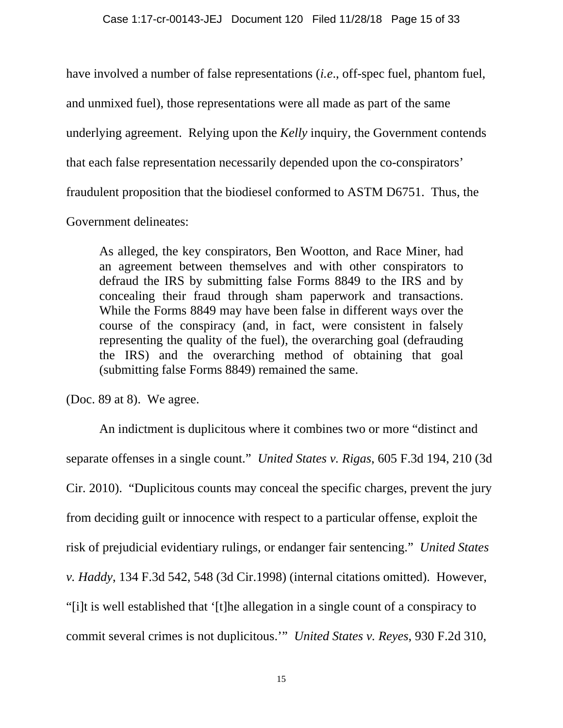have involved a number of false representations (*i.e*., off-spec fuel, phantom fuel, and unmixed fuel), those representations were all made as part of the same underlying agreement. Relying upon the *Kelly* inquiry, the Government contends that each false representation necessarily depended upon the co-conspirators' fraudulent proposition that the biodiesel conformed to ASTM D6751. Thus, the Government delineates:

> As alleged, the key conspirators, Ben Wootton, and Race Miner, had an agreement between themselves and with other conspirators to defraud the IRS by submitting false Forms 8849 to the IRS and by concealing their fraud through sham paperwork and transactions. While the Forms 8849 may have been false in different ways over the course of the conspiracy (and, in fact, were consistent in falsely representing the quality of the fuel), the overarching goal (defrauding the IRS) and the overarching method of obtaining that goal (submitting false Forms 8849) remained the same.

(Doc. 89 at 8). We agree.

An indictment is duplicitous where it combines two or more "distinct and separate offenses in a single count." *United States v. Rigas*, 605 F.3d 194, 210 (3d Cir. 2010). "Duplicitous counts may conceal the specific charges, prevent the jury from deciding guilt or innocence with respect to a particular offense, exploit the risk of prejudicial evidentiary rulings, or endanger fair sentencing." *United States v. Haddy*, 134 F.3d 542, 548 (3d Cir.1998) (internal citations omitted). However, "[i]t is well established that '[t]he allegation in a single count of a conspiracy to commit several crimes is not duplicitous.'" *United States v. Reyes*, 930 F.2d 310,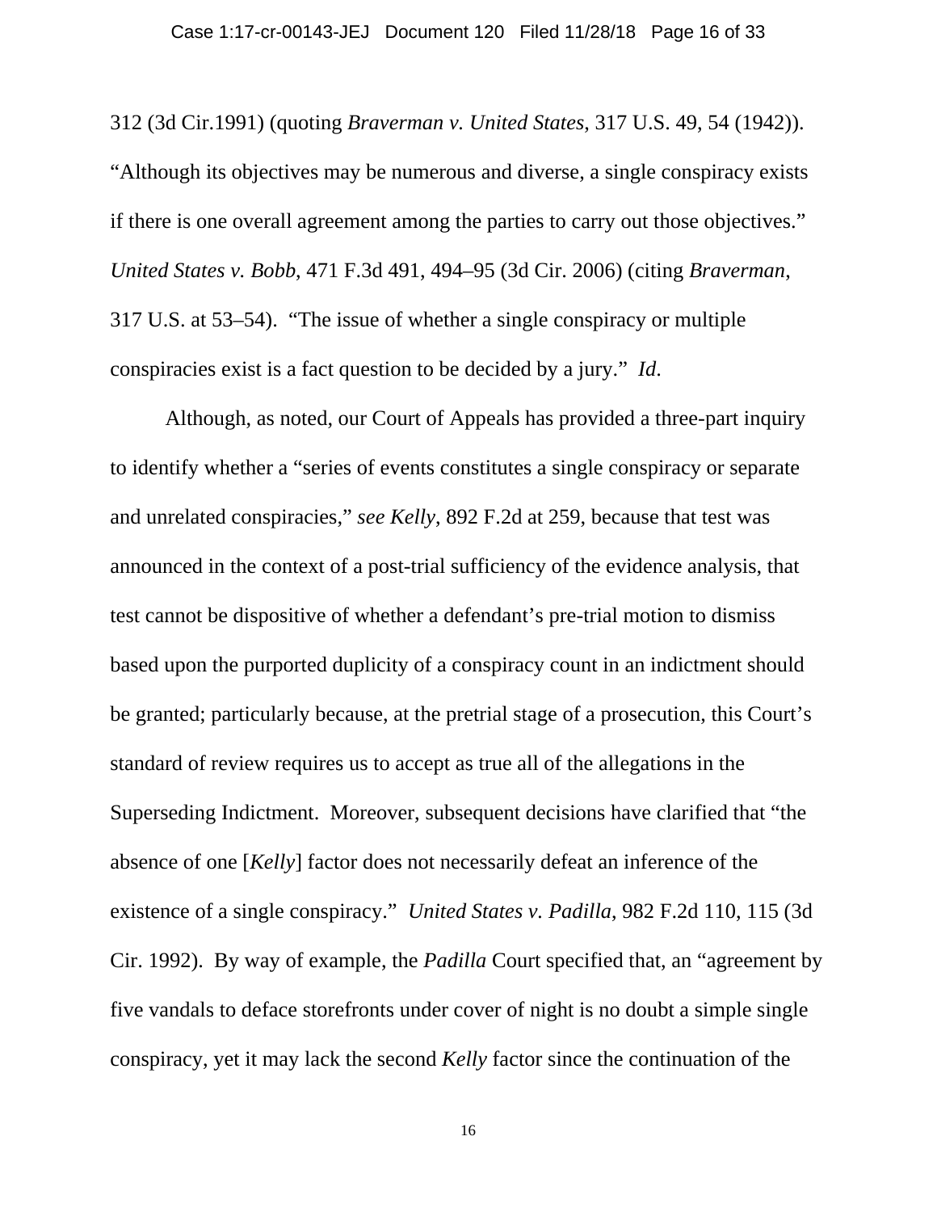312 (3d Cir.1991) (quoting *Braverman v. United States*, 317 U.S. 49, 54 (1942)). "Although its objectives may be numerous and diverse, a single conspiracy exists if there is one overall agreement among the parties to carry out those objectives." *United States v. Bobb*, 471 F.3d 491, 494–95 (3d Cir. 2006) (citing *Braverman*, 317 U.S. at 53–54). "The issue of whether a single conspiracy or multiple conspiracies exist is a fact question to be decided by a jury." *Id*.

Although, as noted, our Court of Appeals has provided a three-part inquiry to identify whether a "series of events constitutes a single conspiracy or separate and unrelated conspiracies," *see Kelly*, 892 F.2d at 259, because that test was announced in the context of a post-trial sufficiency of the evidence analysis, that test cannot be dispositive of whether a defendant's pre-trial motion to dismiss based upon the purported duplicity of a conspiracy count in an indictment should be granted; particularly because, at the pretrial stage of a prosecution, this Court's standard of review requires us to accept as true all of the allegations in the Superseding Indictment. Moreover, subsequent decisions have clarified that "the absence of one [*Kelly*] factor does not necessarily defeat an inference of the existence of a single conspiracy." *United States v. Padilla*, 982 F.2d 110, 115 (3d Cir. 1992). By way of example, the *Padilla* Court specified that, an "agreement by five vandals to deface storefronts under cover of night is no doubt a simple single conspiracy, yet it may lack the second *Kelly* factor since the continuation of the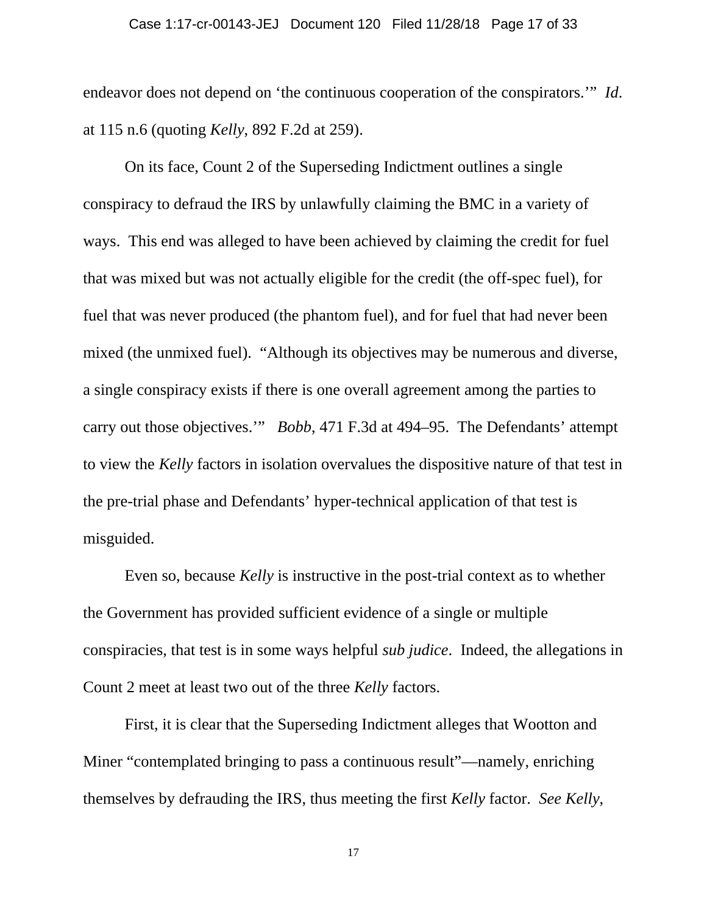endeavor does not depend on 'the continuous cooperation of the conspirators.'" *Id*. at 115 n.6 (quoting *Kelly*, 892 F.2d at 259).

On its face, Count 2 of the Superseding Indictment outlines a single conspiracy to defraud the IRS by unlawfully claiming the BMC in a variety of ways. This end was alleged to have been achieved by claiming the credit for fuel that was mixed but was not actually eligible for the credit (the off-spec fuel), for fuel that was never produced (the phantom fuel), and for fuel that had never been mixed (the unmixed fuel). "Although its objectives may be numerous and diverse, a single conspiracy exists if there is one overall agreement among the parties to carry out those objectives.'" *Bobb*, 471 F.3d at 494–95. The Defendants' attempt to view the *Kelly* factors in isolation overvalues the dispositive nature of that test in the pre-trial phase and Defendants' hyper-technical application of that test is misguided.

Even so, because *Kelly* is instructive in the post-trial context as to whether the Government has provided sufficient evidence of a single or multiple conspiracies, that test is in some ways helpful *sub judice*. Indeed, the allegations in Count 2 meet at least two out of the three *Kelly* factors.

First, it is clear that the Superseding Indictment alleges that Wootton and Miner "contemplated bringing to pass a continuous result"—namely, enriching themselves by defrauding the IRS, thus meeting the first *Kelly* factor. *See Kelly*,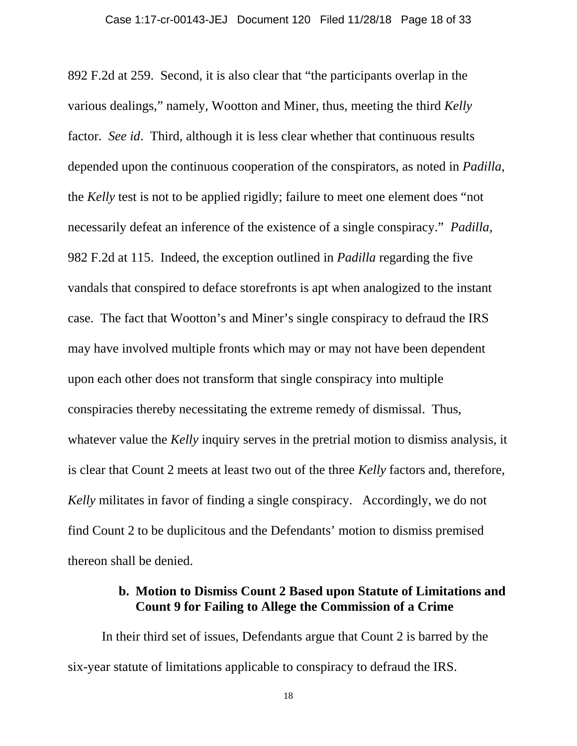892 F.2d at 259. Second, it is also clear that "the participants overlap in the various dealings," namely, Wootton and Miner, thus, meeting the third *Kelly* factor. *See id*. Third, although it is less clear whether that continuous results depended upon the continuous cooperation of the conspirators, as noted in *Padilla*, the *Kelly* test is not to be applied rigidly; failure to meet one element does "not necessarily defeat an inference of the existence of a single conspiracy." *Padilla*, 982 F.2d at 115. Indeed, the exception outlined in *Padilla* regarding the five vandals that conspired to deface storefronts is apt when analogized to the instant case. The fact that Wootton's and Miner's single conspiracy to defraud the IRS may have involved multiple fronts which may or may not have been dependent upon each other does not transform that single conspiracy into multiple conspiracies thereby necessitating the extreme remedy of dismissal. Thus, whatever value the *Kelly* inquiry serves in the pretrial motion to dismiss analysis, it is clear that Count 2 meets at least two out of the three *Kelly* factors and, therefore, *Kelly* militates in favor of finding a single conspiracy. Accordingly, we do not find Count 2 to be duplicitous and the Defendants' motion to dismiss premised thereon shall be denied.

**b. Motion to Dismiss Count 2 Based upon Statute of Limitations and Count 9 for Failing to Allege the Commission of a Crime**

In their third set of issues, Defendants argue that Count 2 is barred by the six-year statute of limitations applicable to conspiracy to defraud the IRS.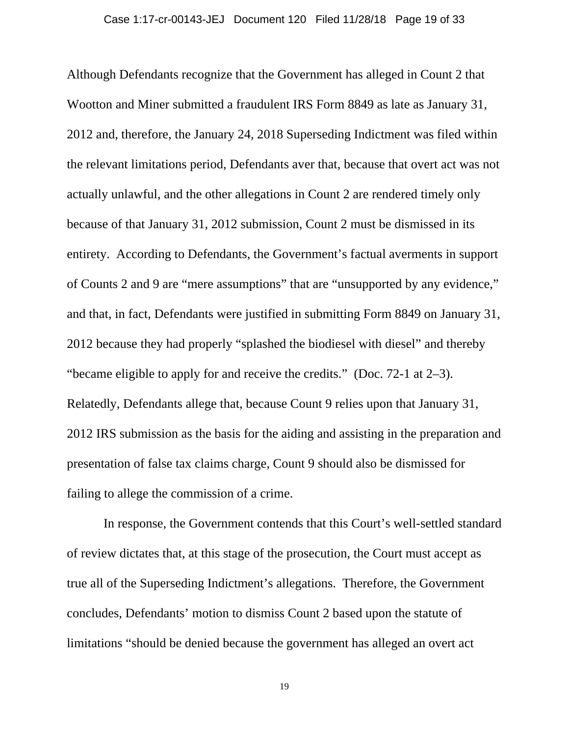Although Defendants recognize that the Government has alleged in Count 2 that Wootton and Miner submitted a fraudulent IRS Form 8849 as late as January 31, 2012 and, therefore, the January 24, 2018 Superseding Indictment was filed within the relevant limitations period, Defendants aver that, because that overt act was not actually unlawful, and the other allegations in Count 2 are rendered timely only because of that January 31, 2012 submission, Count 2 must be dismissed in its entirety. According to Defendants, the Government's factual averments in support of Counts 2 and 9 are "mere assumptions" that are "unsupported by any evidence," and that, in fact, Defendants were justified in submitting Form 8849 on January 31, 2012 because they had properly "splashed the biodiesel with diesel" and thereby "became eligible to apply for and receive the credits." (Doc. 72-1 at 2–3). Relatedly, Defendants allege that, because Count 9 relies upon that January 31, 2012 IRS submission as the basis for the aiding and assisting in the preparation and presentation of false tax claims charge, Count 9 should also be dismissed for failing to allege the commission of a crime.

In response, the Government contends that this Court's well-settled standard of review dictates that, at this stage of the prosecution, the Court must accept as true all of the Superseding Indictment's allegations. Therefore, the Government concludes, Defendants' motion to dismiss Count 2 based upon the statute of limitations "should be denied because the government has alleged an overt act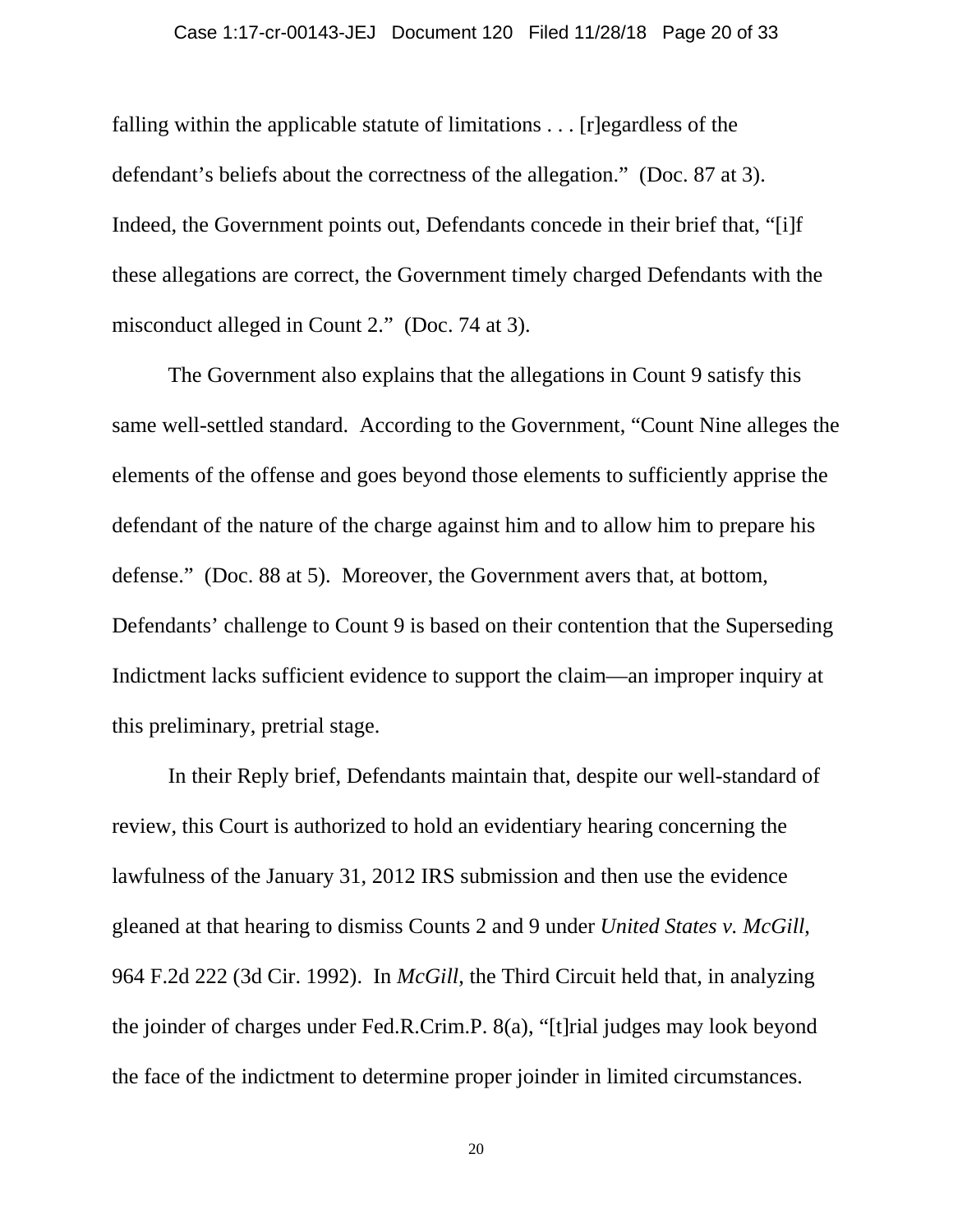falling within the applicable statute of limitations . . . [r]egardless of the defendant's beliefs about the correctness of the allegation." (Doc. 87 at 3). Indeed, the Government points out, Defendants concede in their brief that, "[i]f these allegations are correct, the Government timely charged Defendants with the misconduct alleged in Count 2." (Doc. 74 at 3).

The Government also explains that the allegations in Count 9 satisfy this same well-settled standard. According to the Government, "Count Nine alleges the elements of the offense and goes beyond those elements to sufficiently apprise the defendant of the nature of the charge against him and to allow him to prepare his defense." (Doc. 88 at 5). Moreover, the Government avers that, at bottom, Defendants' challenge to Count 9 is based on their contention that the Superseding Indictment lacks sufficient evidence to support the claim—an improper inquiry at this preliminary, pretrial stage.

In their Reply brief, Defendants maintain that, despite our well-standard of review, this Court is authorized to hold an evidentiary hearing concerning the lawfulness of the January 31, 2012 IRS submission and then use the evidence gleaned at that hearing to dismiss Counts 2 and 9 under *United States v. McGill*, 964 F.2d 222 (3d Cir. 1992). In *McGill*, the Third Circuit held that, in analyzing the joinder of charges under Fed.R.Crim.P. 8(a), "[t]rial judges may look beyond the face of the indictment to determine proper joinder in limited circumstances.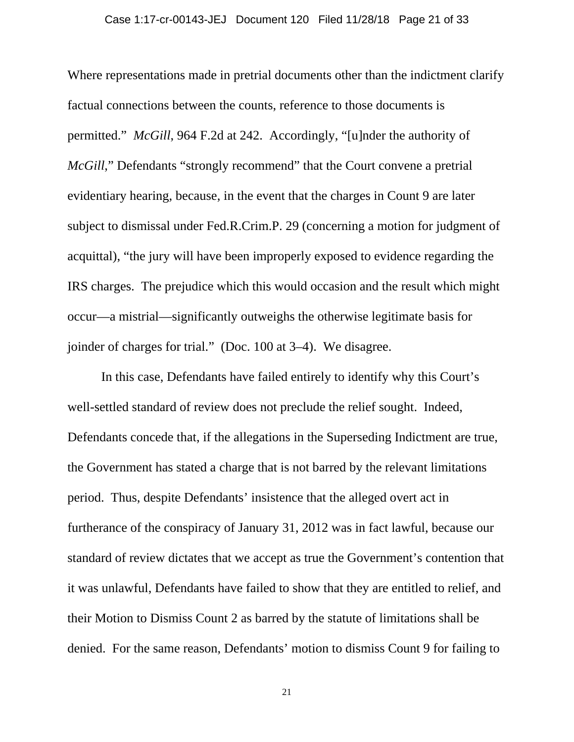Where representations made in pretrial documents other than the indictment clarify factual connections between the counts, reference to those documents is permitted." *McGill*, 964 F.2d at 242. Accordingly, "[u]nder the authority of *McGill*," Defendants "strongly recommend" that the Court convene a pretrial evidentiary hearing, because, in the event that the charges in Count 9 are later subject to dismissal under Fed.R.Crim.P. 29 (concerning a motion for judgment of acquittal), "the jury will have been improperly exposed to evidence regarding the IRS charges. The prejudice which this would occasion and the result which might occur—a mistrial—significantly outweighs the otherwise legitimate basis for joinder of charges for trial." (Doc. 100 at 3–4). We disagree.

In this case, Defendants have failed entirely to identify why this Court's well-settled standard of review does not preclude the relief sought. Indeed, Defendants concede that, if the allegations in the Superseding Indictment are true, the Government has stated a charge that is not barred by the relevant limitations period. Thus, despite Defendants' insistence that the alleged overt act in furtherance of the conspiracy of January 31, 2012 was in fact lawful, because our standard of review dictates that we accept as true the Government's contention that it was unlawful, Defendants have failed to show that they are entitled to relief, and their Motion to Dismiss Count 2 as barred by the statute of limitations shall be denied. For the same reason, Defendants' motion to dismiss Count 9 for failing to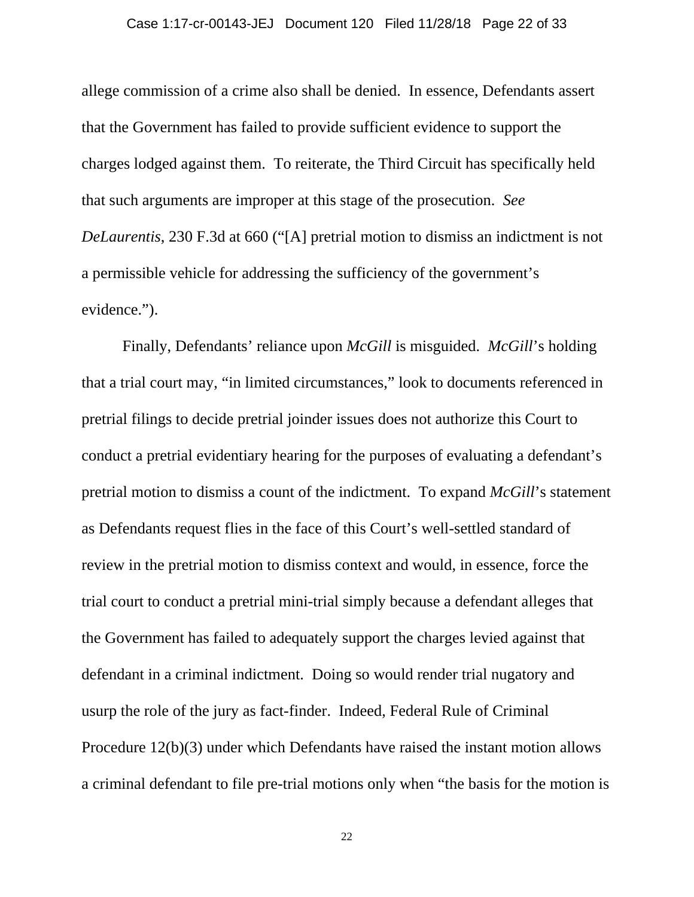allege commission of a crime also shall be denied. In essence, Defendants assert that the Government has failed to provide sufficient evidence to support the charges lodged against them. To reiterate, the Third Circuit has specifically held that such arguments are improper at this stage of the prosecution. *See DeLaurentis*, 230 F.3d at 660 ("[A] pretrial motion to dismiss an indictment is not a permissible vehicle for addressing the sufficiency of the government's evidence.").

Finally, Defendants' reliance upon *McGill* is misguided. *McGill*'s holding that a trial court may, "in limited circumstances," look to documents referenced in pretrial filings to decide pretrial joinder issues does not authorize this Court to conduct a pretrial evidentiary hearing for the purposes of evaluating a defendant's pretrial motion to dismiss a count of the indictment. To expand *McGill*'s statement as Defendants request flies in the face of this Court's well-settled standard of review in the pretrial motion to dismiss context and would, in essence, force the trial court to conduct a pretrial mini-trial simply because a defendant alleges that the Government has failed to adequately support the charges levied against that defendant in a criminal indictment. Doing so would render trial nugatory and usurp the role of the jury as fact-finder. Indeed, Federal Rule of Criminal Procedure 12(b)(3) under which Defendants have raised the instant motion allows a criminal defendant to file pre-trial motions only when "the basis for the motion is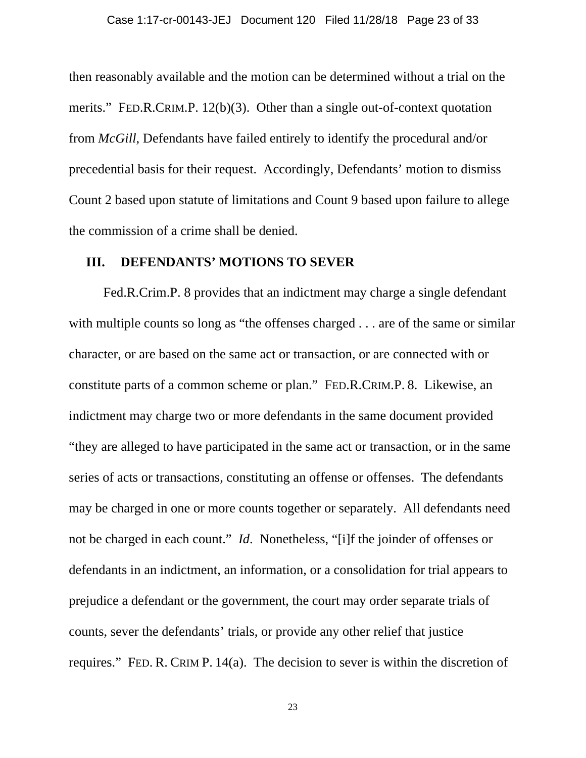then reasonably available and the motion can be determined without a trial on the merits." FED.R.CRIM.P. 12(b)(3). Other than a single out-of-context quotation from *McGill*, Defendants have failed entirely to identify the procedural and/or precedential basis for their request. Accordingly, Defendants' motion to dismiss Count 2 based upon statute of limitations and Count 9 based upon failure to allege the commission of a crime shall be denied.

## III. DEFENDANTS' MOTIONS TO SEVER

Fed.R.Crim.P. 8 provides that an indictment may charge a single defendant with multiple counts so long as "the offenses charged . . . are of the same or similar character, or are based on the same act or transaction, or are connected with or constitute parts of a common scheme or plan." FED.R.CRIM.P. 8. Likewise, an indictment may charge two or more defendants in the same document provided "they are alleged to have participated in the same act or transaction, or in the same series of acts or transactions, constituting an offense or offenses. The defendants may be charged in one or more counts together or separately. All defendants need not be charged in each count." *Id*. Nonetheless, "[i]f the joinder of offenses or defendants in an indictment, an information, or a consolidation for trial appears to prejudice a defendant or the government, the court may order separate trials of counts, sever the defendants' trials, or provide any other relief that justice requires." FED. R. CRIM P. 14(a). The decision to sever is within the discretion of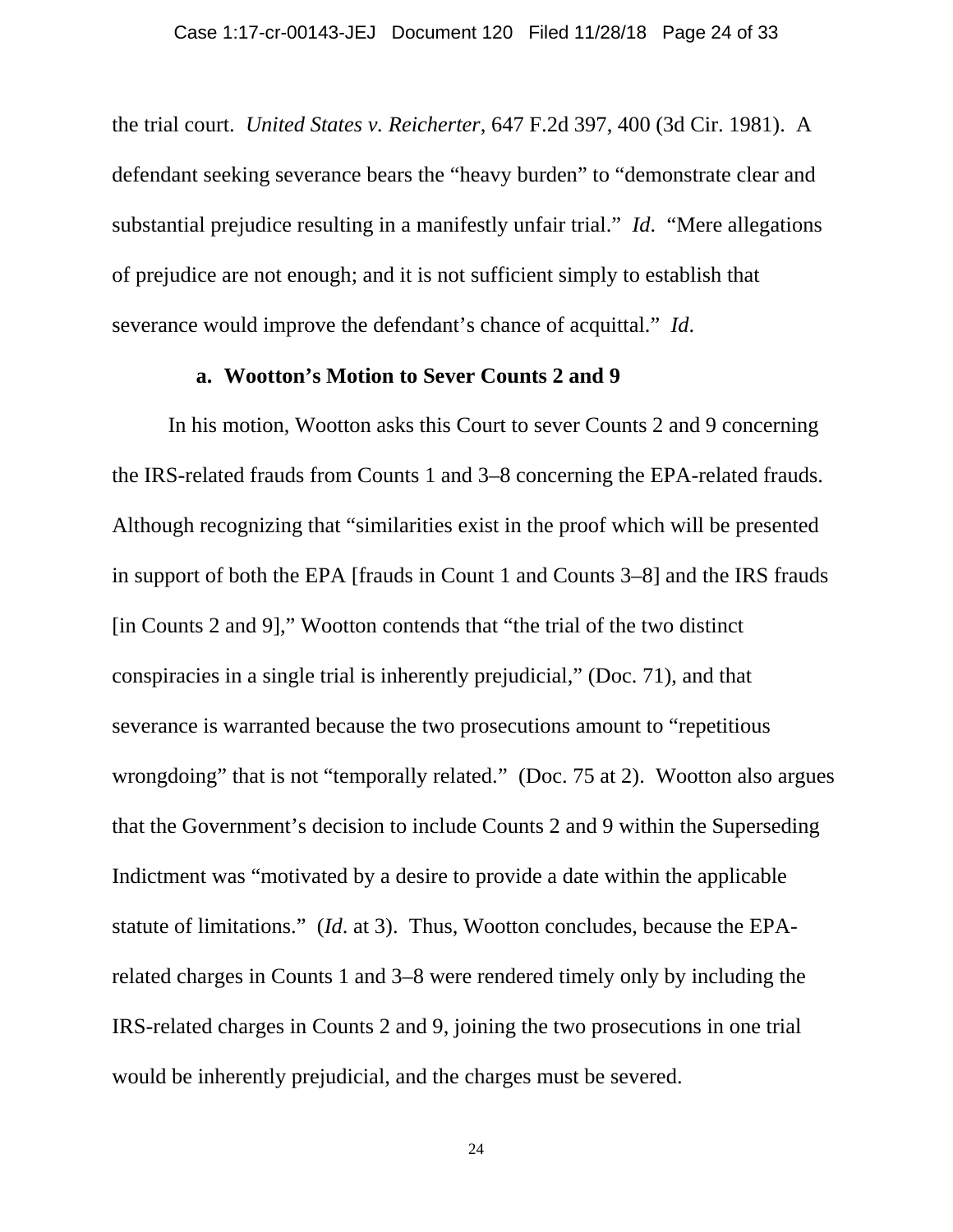the trial court. *United States v. Reicherter*, 647 F.2d 397, 400 (3d Cir. 1981). A defendant seeking severance bears the "heavy burden" to "demonstrate clear and substantial prejudice resulting in a manifestly unfair trial." *Id*. "Mere allegations of prejudice are not enough; and it is not sufficient simply to establish that severance would improve the defendant's chance of acquittal." *Id*.

**a. Wootton's Motion to Sever Counts 2 and 9**

In his motion, Wootton asks this Court to sever Counts 2 and 9 concerning the IRS-related frauds from Counts 1 and 3–8 concerning the EPA-related frauds. Although recognizing that "similarities exist in the proof which will be presented in support of both the EPA [frauds in Count 1 and Counts 3–8] and the IRS frauds [in Counts 2 and 9]," Wootton contends that "the trial of the two distinct conspiracies in a single trial is inherently prejudicial," (Doc. 71), and that severance is warranted because the two prosecutions amount to "repetitious wrongdoing" that is not "temporally related." (Doc. 75 at 2). Wootton also argues that the Government's decision to include Counts 2 and 9 within the Superseding Indictment was "motivated by a desire to provide a date within the applicable statute of limitations." (*Id*. at 3). Thus, Wootton concludes, because the EPA-related charges in Counts 1 and 3–8 were rendered timely only by including the IRS-related charges in Counts 2 and 9, joining the two prosecutions in one trial would be inherently prejudicial, and the charges must be severed.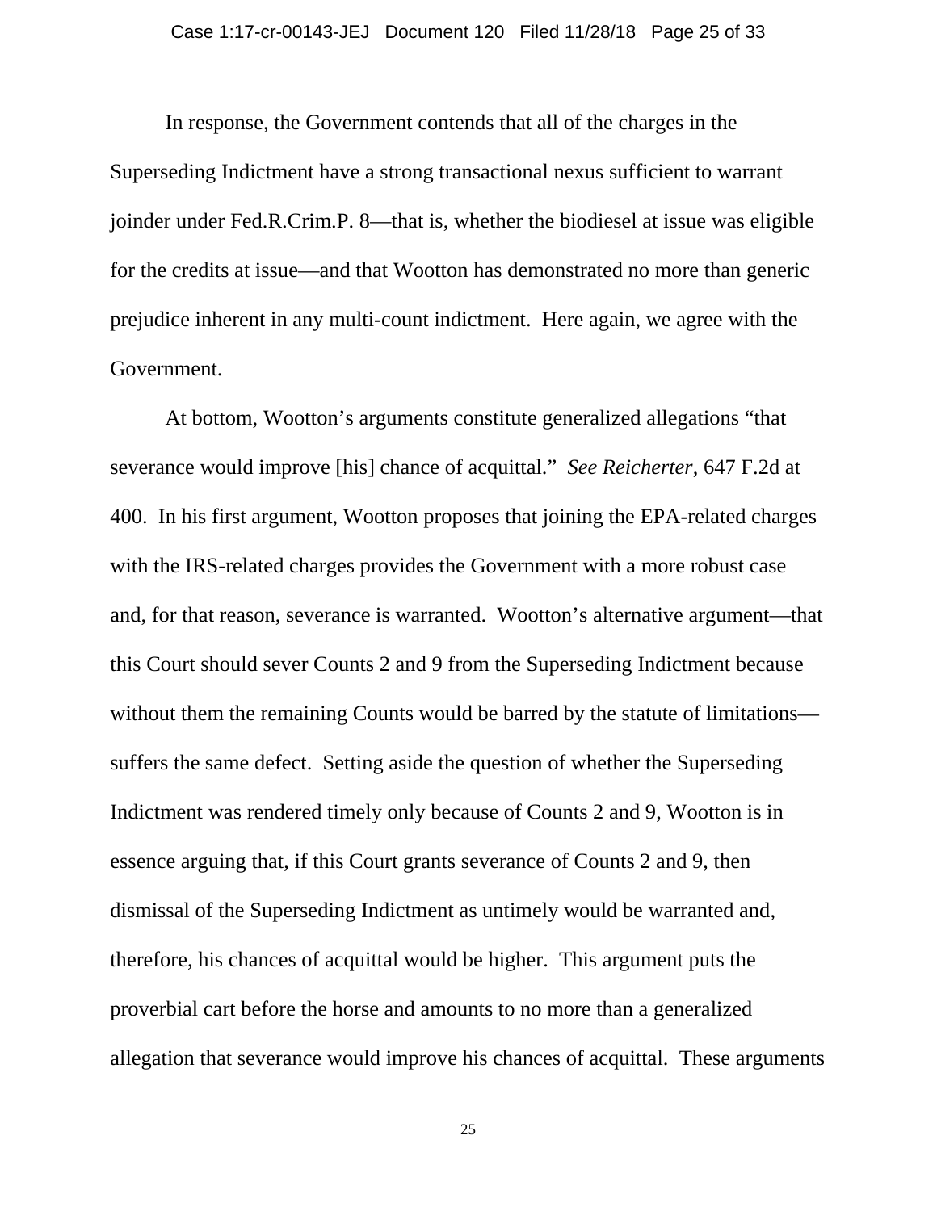In response, the Government contends that all of the charges in the Superseding Indictment have a strong transactional nexus sufficient to warrant joinder under Fed.R.Crim.P. 8—that is, whether the biodiesel at issue was eligible for the credits at issue—and that Wootton has demonstrated no more than generic prejudice inherent in any multi-count indictment. Here again, we agree with the Government.

At bottom, Wootton's arguments constitute generalized allegations "that severance would improve [his] chance of acquittal." *See Reicherter*, 647 F.2d at 400. In his first argument, Wootton proposes that joining the EPA-related charges with the IRS-related charges provides the Government with a more robust case and, for that reason, severance is warranted. Wootton's alternative argument—that this Court should sever Counts 2 and 9 from the Superseding Indictment because without them the remaining Counts would be barred by the statute of limitations—suffers the same defect. Setting aside the question of whether the Superseding Indictment was rendered timely only because of Counts 2 and 9, Wootton is in essence arguing that, if this Court grants severance of Counts 2 and 9, then dismissal of the Superseding Indictment as untimely would be warranted and, therefore, his chances of acquittal would be higher. This argument puts the proverbial cart before the horse and amounts to no more than a generalized allegation that severance would improve his chances of acquittal. These arguments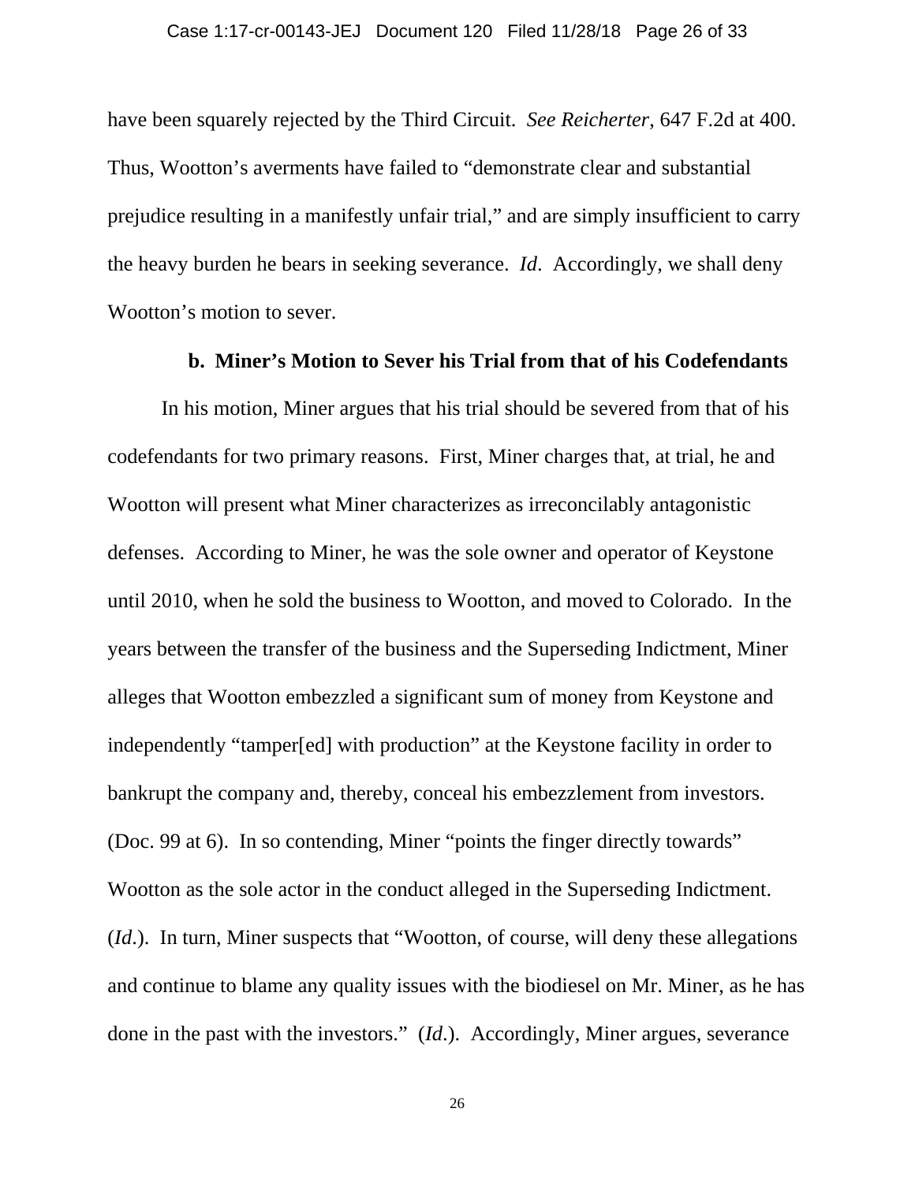have been squarely rejected by the Third Circuit. *See Reicherter*, 647 F.2d at 400. Thus, Wootton's averments have failed to "demonstrate clear and substantial prejudice resulting in a manifestly unfair trial," and are simply insufficient to carry the heavy burden he bears in seeking severance. *Id*. Accordingly, we shall deny Wootton's motion to sever.

**b. Miner's Motion to Sever his Trial from that of his Codefendants**

In his motion, Miner argues that his trial should be severed from that of his codefendants for two primary reasons. First, Miner charges that, at trial, he and Wootton will present what Miner characterizes as irreconcilably antagonistic defenses. According to Miner, he was the sole owner and operator of Keystone until 2010, when he sold the business to Wootton, and moved to Colorado. In the years between the transfer of the business and the Superseding Indictment, Miner alleges that Wootton embezzled a significant sum of money from Keystone and independently "tamper[ed] with production" at the Keystone facility in order to bankrupt the company and, thereby, conceal his embezzlement from investors. (Doc. 99 at 6). In so contending, Miner "points the finger directly towards" Wootton as the sole actor in the conduct alleged in the Superseding Indictment. (*Id*.). In turn, Miner suspects that "Wootton, of course, will deny these allegations and continue to blame any quality issues with the biodiesel on Mr. Miner, as he has done in the past with the investors." (*Id*.). Accordingly, Miner argues, severance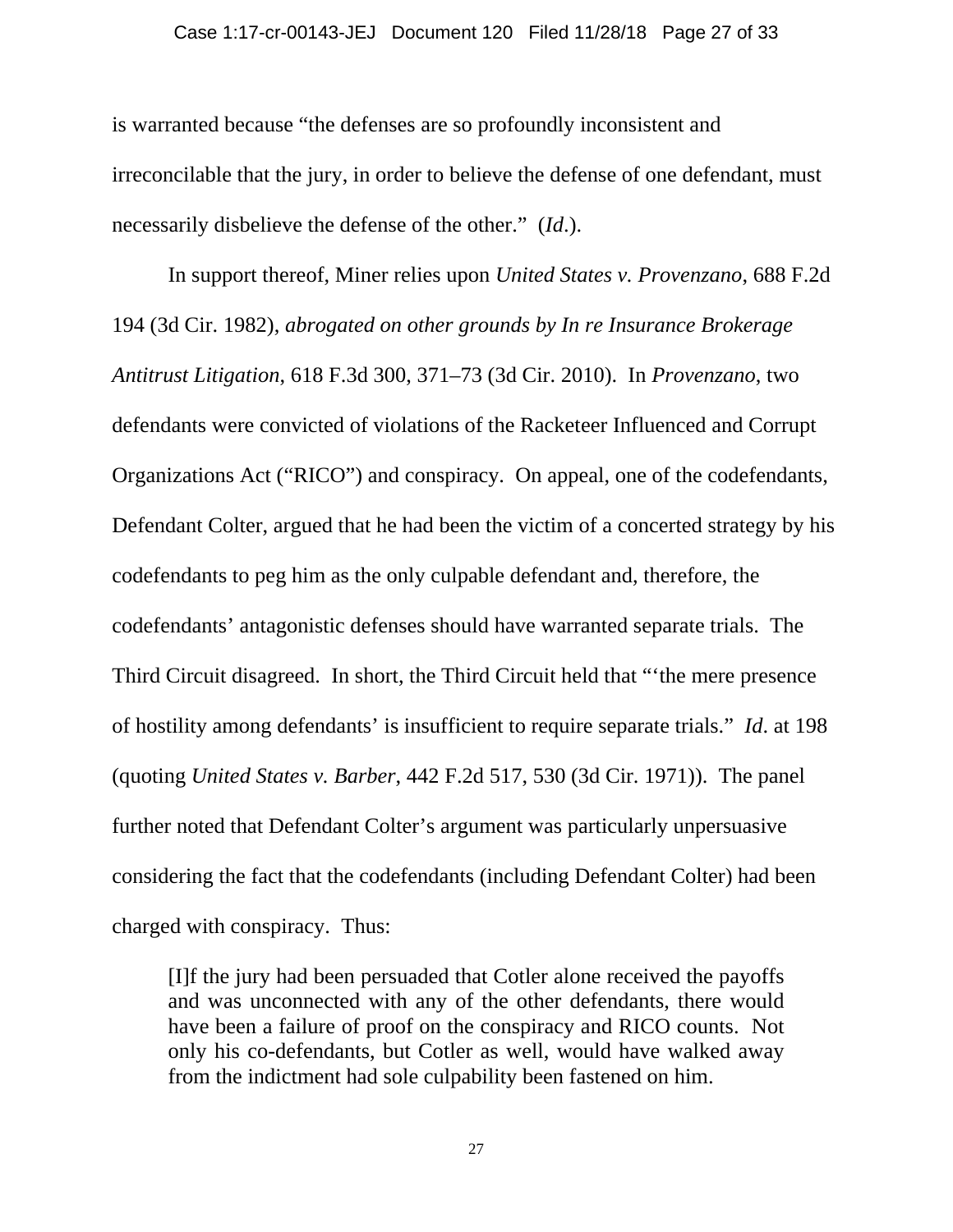is warranted because "the defenses are so profoundly inconsistent and irreconcilable that the jury, in order to believe the defense of one defendant, must necessarily disbelieve the defense of the other." (*Id*.).

In support thereof, Miner relies upon *United States v. Provenzano*, 688 F.2d 194 (3d Cir. 1982), *abrogated on other grounds by In re Insurance Brokerage Antitrust Litigation*, 618 F.3d 300, 371–73 (3d Cir. 2010). In *Provenzano*, two defendants were convicted of violations of the Racketeer Influenced and Corrupt Organizations Act ("RICO") and conspiracy. On appeal, one of the codefendants, Defendant Colter, argued that he had been the victim of a concerted strategy by his codefendants to peg him as the only culpable defendant and, therefore, the codefendants' antagonistic defenses should have warranted separate trials. The Third Circuit disagreed. In short, the Third Circuit held that "'the mere presence of hostility among defendants' is insufficient to require separate trials." *Id*. at 198 (quoting *United States v. Barber*, 442 F.2d 517, 530 (3d Cir. 1971)). The panel further noted that Defendant Colter's argument was particularly unpersuasive considering the fact that the codefendants (including Defendant Colter) had been charged with conspiracy. Thus:

> [I]f the jury had been persuaded that Cotler alone received the payoffs and was unconnected with any of the other defendants, there would have been a failure of proof on the conspiracy and RICO counts. Not only his co-defendants, but Cotler as well, would have walked away from the indictment had sole culpability been fastened on him.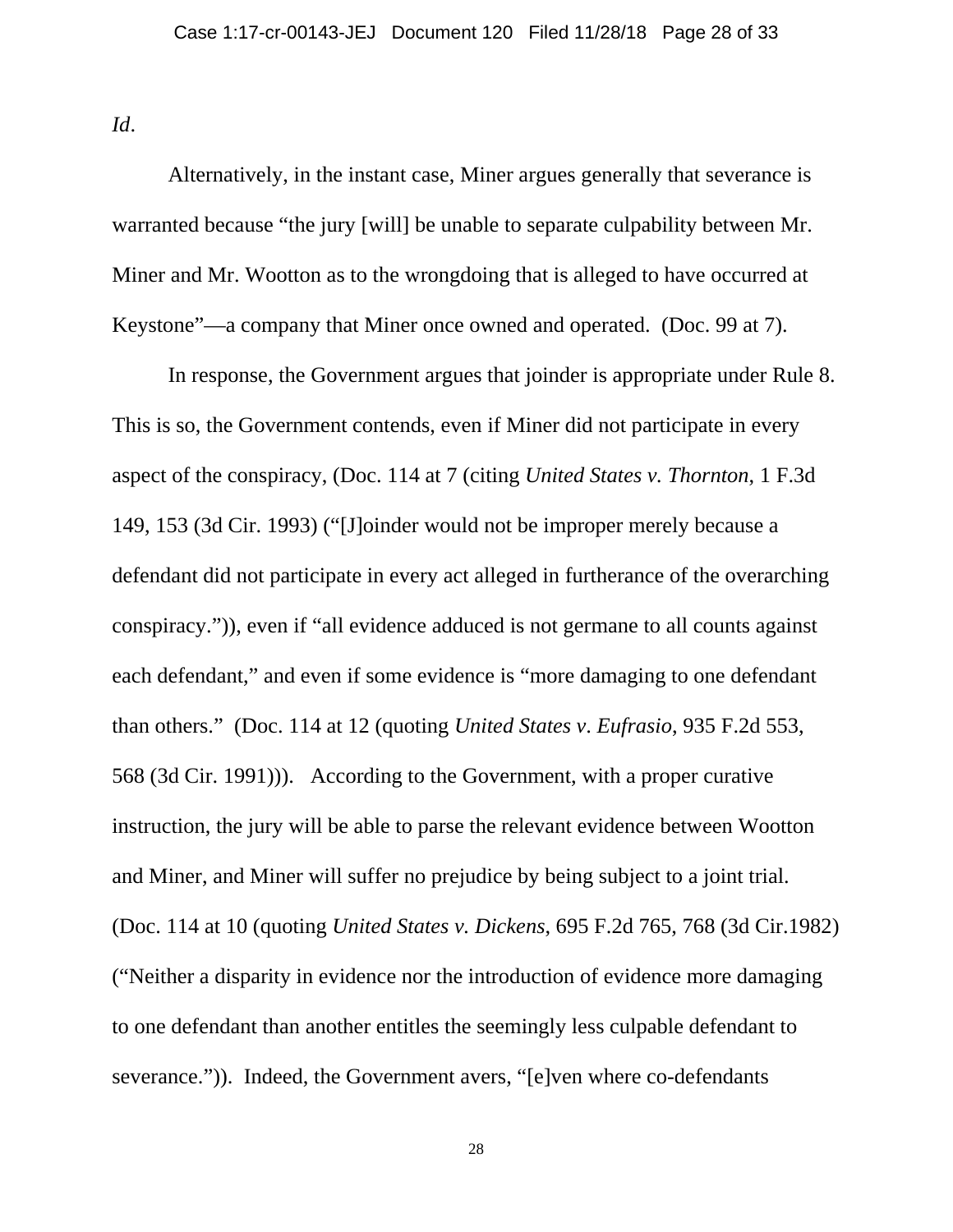*Id*.

Alternatively, in the instant case, Miner argues generally that severance is warranted because "the jury [will] be unable to separate culpability between Mr. Miner and Mr. Wootton as to the wrongdoing that is alleged to have occurred at Keystone"—a company that Miner once owned and operated. (Doc. 99 at 7).

In response, the Government argues that joinder is appropriate under Rule 8. This is so, the Government contends, even if Miner did not participate in every aspect of the conspiracy, (Doc. 114 at 7 (citing *United States v. Thornton*, 1 F.3d 149, 153 (3d Cir. 1993) ("[J]oinder would not be improper merely because a defendant did not participate in every act alleged in furtherance of the overarching conspiracy.")), even if "all evidence adduced is not germane to all counts against each defendant," and even if some evidence is "more damaging to one defendant than others." (Doc. 114 at 12 (quoting *United States v. Eufrasio*, 935 F.2d 553, 568 (3d Cir. 1991))). According to the Government, with a proper curative instruction, the jury will be able to parse the relevant evidence between Wootton and Miner, and Miner will suffer no prejudice by being subject to a joint trial. (Doc. 114 at 10 (quoting *United States v. Dickens*, 695 F.2d 765, 768 (3d Cir.1982) ("Neither a disparity in evidence nor the introduction of evidence more damaging to one defendant than another entitles the seemingly less culpable defendant to severance.")). Indeed, the Government avers, "[e]ven where co-defendants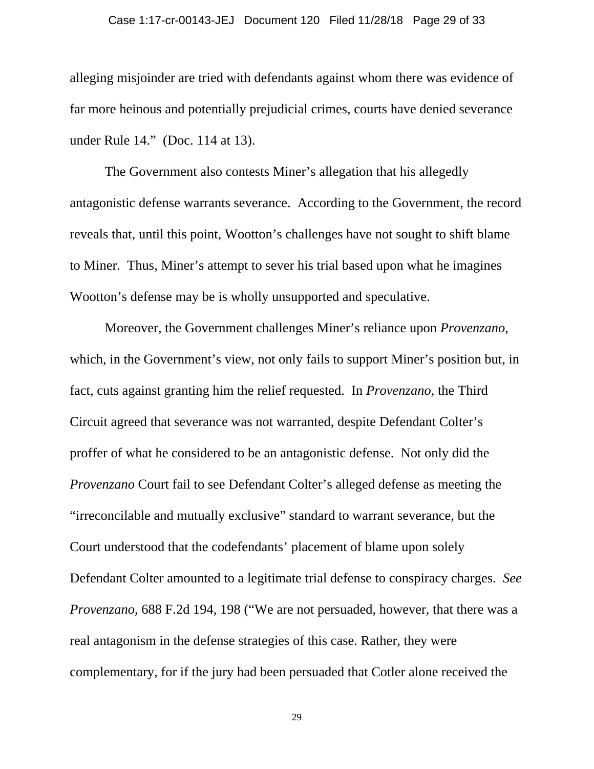alleging misjoinder are tried with defendants against whom there was evidence of far more heinous and potentially prejudicial crimes, courts have denied severance under Rule 14." (Doc. 114 at 13).

The Government also contests Miner's allegation that his allegedly antagonistic defense warrants severance. According to the Government, the record reveals that, until this point, Wootton's challenges have not sought to shift blame to Miner. Thus, Miner's attempt to sever his trial based upon what he imagines Wootton's defense may be is wholly unsupported and speculative.

Moreover, the Government challenges Miner's reliance upon *Provenzano*, which, in the Government's view, not only fails to support Miner's position but, in fact, cuts against granting him the relief requested. In *Provenzano*, the Third Circuit agreed that severance was not warranted, despite Defendant Colter's proffer of what he considered to be an antagonistic defense. Not only did the *Provenzano* Court fail to see Defendant Colter's alleged defense as meeting the "irreconcilable and mutually exclusive" standard to warrant severance, but the Court understood that the codefendants' placement of blame upon solely Defendant Colter amounted to a legitimate trial defense to conspiracy charges. *See Provenzano*, 688 F.2d 194, 198 ("We are not persuaded, however, that there was a real antagonism in the defense strategies of this case. Rather, they were complementary, for if the jury had been persuaded that Cotler alone received the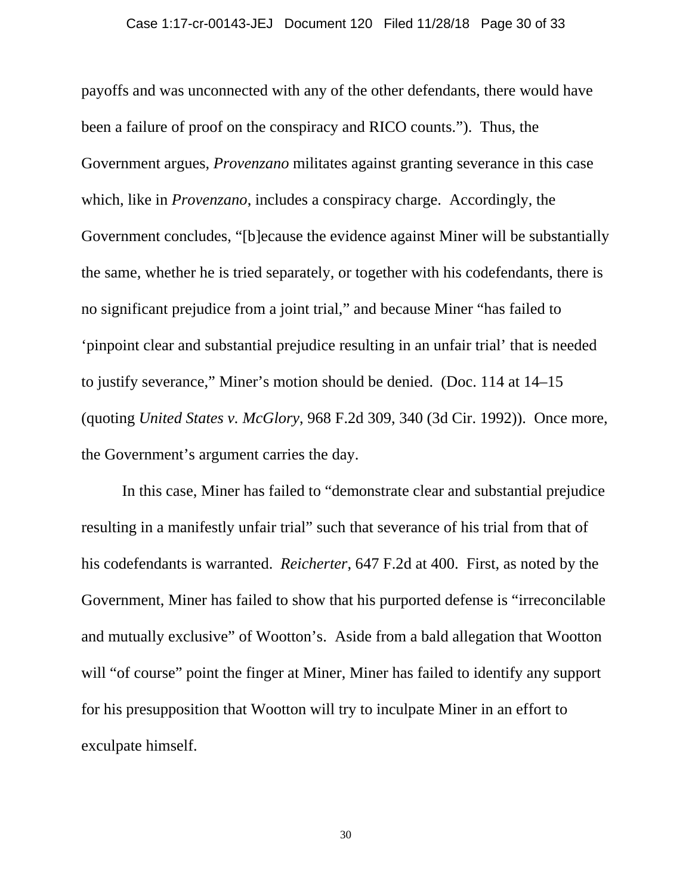payoffs and was unconnected with any of the other defendants, there would have been a failure of proof on the conspiracy and RICO counts."). Thus, the Government argues, *Provenzano* militates against granting severance in this case which, like in *Provenzano*, includes a conspiracy charge. Accordingly, the Government concludes, "[b]ecause the evidence against Miner will be substantially the same, whether he is tried separately, or together with his codefendants, there is no significant prejudice from a joint trial," and because Miner "has failed to 'pinpoint clear and substantial prejudice resulting in an unfair trial' that is needed to justify severance," Miner's motion should be denied. (Doc. 114 at 14–15 (quoting *United States v. McGlory*, 968 F.2d 309, 340 (3d Cir. 1992)). Once more, the Government's argument carries the day.

In this case, Miner has failed to "demonstrate clear and substantial prejudice resulting in a manifestly unfair trial" such that severance of his trial from that of his codefendants is warranted. *Reicherter*, 647 F.2d at 400. First, as noted by the Government, Miner has failed to show that his purported defense is "irreconcilable and mutually exclusive" of Wootton's. Aside from a bald allegation that Wootton will "of course" point the finger at Miner, Miner has failed to identify any support for his presupposition that Wootton will try to inculpate Miner in an effort to exculpate himself.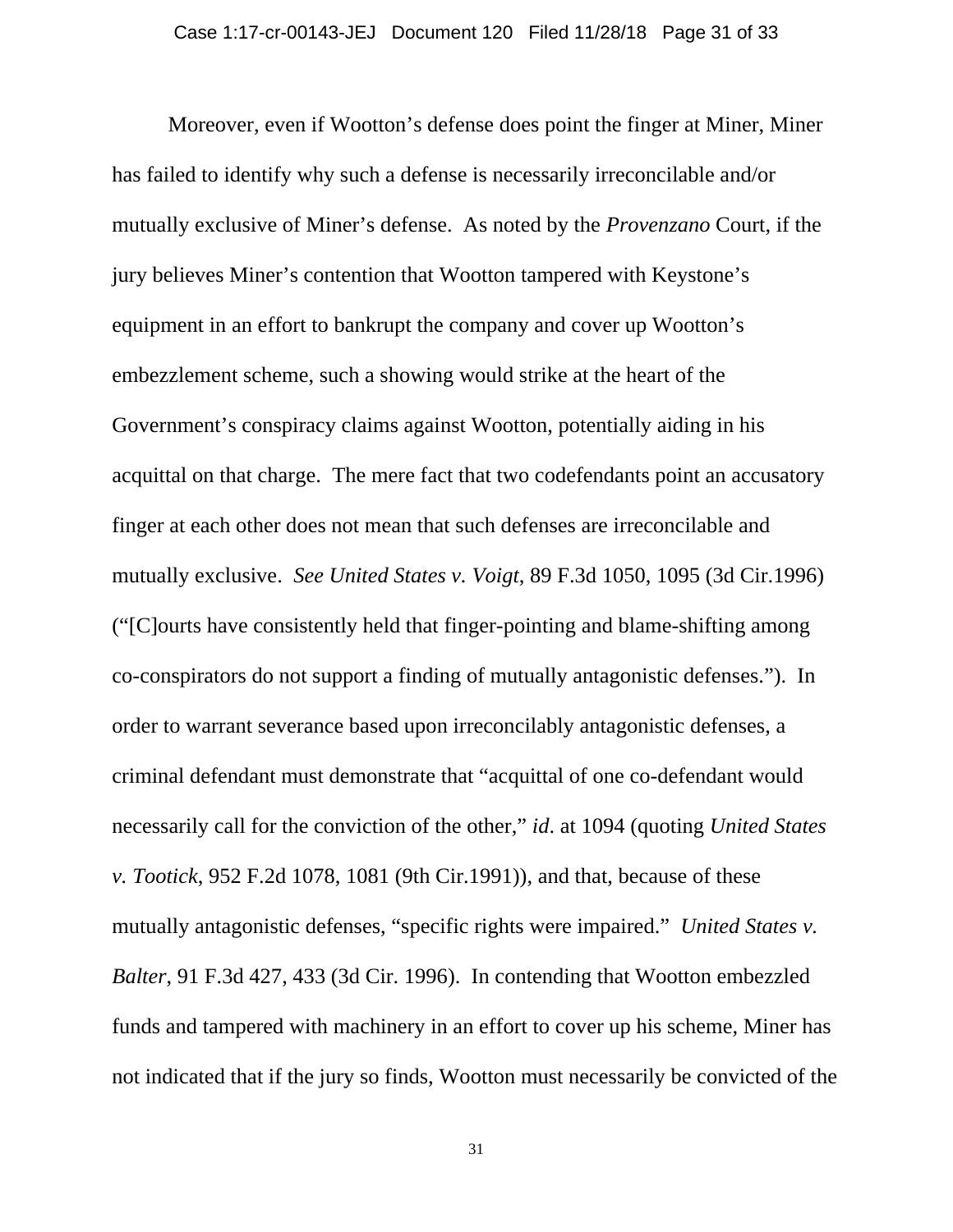Moreover, even if Wootton's defense does point the finger at Miner, Miner has failed to identify why such a defense is necessarily irreconcilable and/or mutually exclusive of Miner's defense. As noted by the *Provenzano* Court, if the jury believes Miner's contention that Wootton tampered with Keystone's equipment in an effort to bankrupt the company and cover up Wootton's embezzlement scheme, such a showing would strike at the heart of the Government's conspiracy claims against Wootton, potentially aiding in his acquittal on that charge. The mere fact that two codefendants point an accusatory finger at each other does not mean that such defenses are irreconcilable and mutually exclusive. *See United States v. Voigt*, 89 F.3d 1050, 1095 (3d Cir.1996) ("[C]ourts have consistently held that finger-pointing and blame-shifting among co-conspirators do not support a finding of mutually antagonistic defenses."). In order to warrant severance based upon irreconcilably antagonistic defenses, a criminal defendant must demonstrate that "acquittal of one co-defendant would necessarily call for the conviction of the other," *id*. at 1094 (quoting *United States v. Tootick*, 952 F.2d 1078, 1081 (9th Cir.1991)), and that, because of these mutually antagonistic defenses, "specific rights were impaired." *United States v. Balter*, 91 F.3d 427, 433 (3d Cir. 1996). In contending that Wootton embezzled funds and tampered with machinery in an effort to cover up his scheme, Miner has not indicated that if the jury so finds, Wootton must necessarily be convicted of the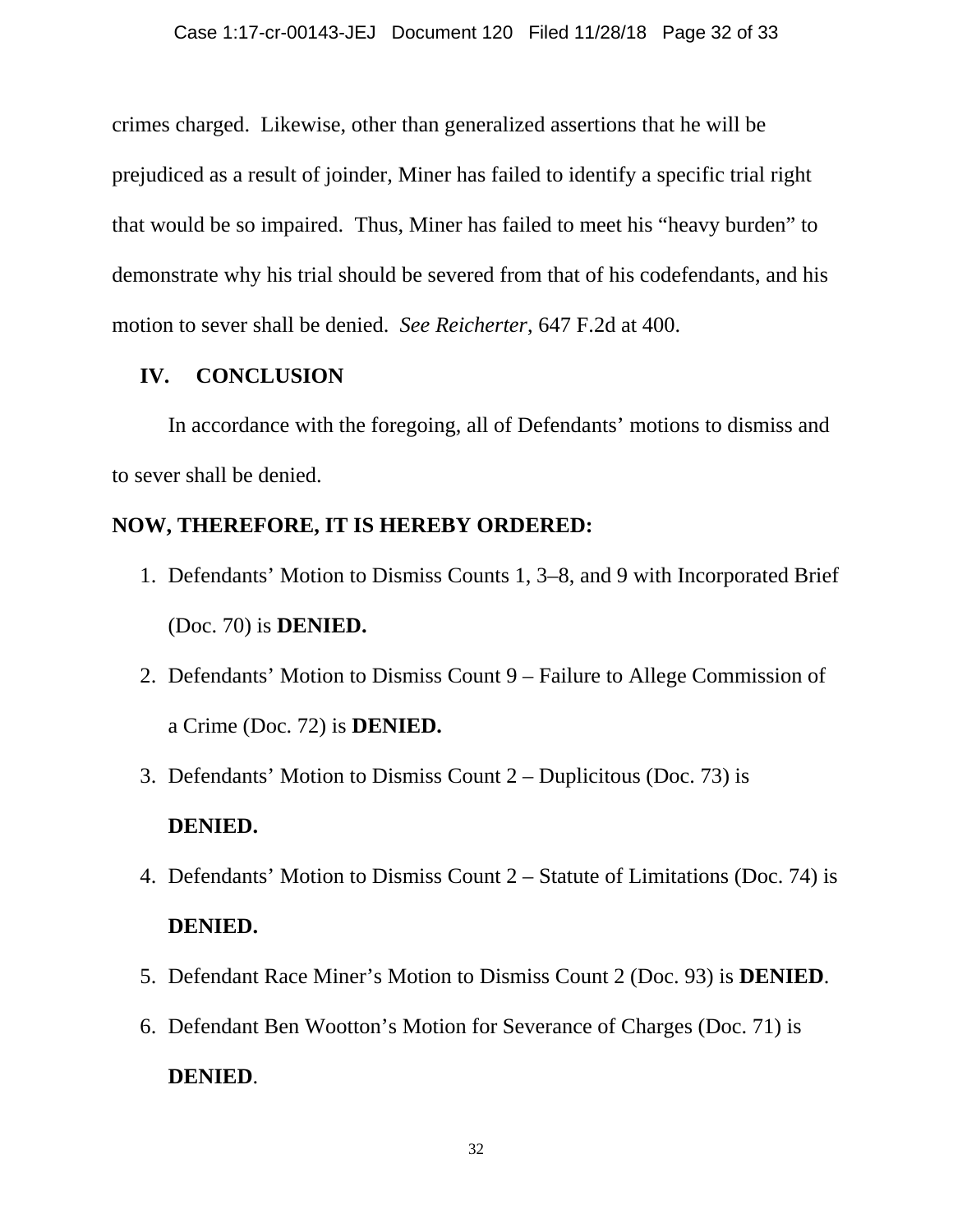crimes charged. Likewise, other than generalized assertions that he will be prejudiced as a result of joinder, Miner has failed to identify a specific trial right that would be so impaired. Thus, Miner has failed to meet his "heavy burden" to demonstrate why his trial should be severed from that of his codefendants, and his motion to sever shall be denied. *See Reicherter*, 647 F.2d at 400.

## IV. CONCLUSION

In accordance with the foregoing, all of Defendants' motions to dismiss and to sever shall be denied.

**NOW, THEREFORE, IT IS HEREBY ORDERED:**

1. Defendants' Motion to Dismiss Counts 1, 3–8, and 9 with Incorporated Brief (Doc. 70) is **DENIED.**
2. Defendants' Motion to Dismiss Count 9 – Failure to Allege Commission of a Crime (Doc. 72) is **DENIED.**
3. Defendants' Motion to Dismiss Count 2 – Duplicitous (Doc. 73) is **DENIED.**
4. Defendants' Motion to Dismiss Count 2 – Statute of Limitations (Doc. 74) is **DENIED.**
5. Defendant Race Miner's Motion to Dismiss Count 2 (Doc. 93) is **DENIED**.
6. Defendant Ben Wootton's Motion for Severance of Charges (Doc. 71) is **DENIED**.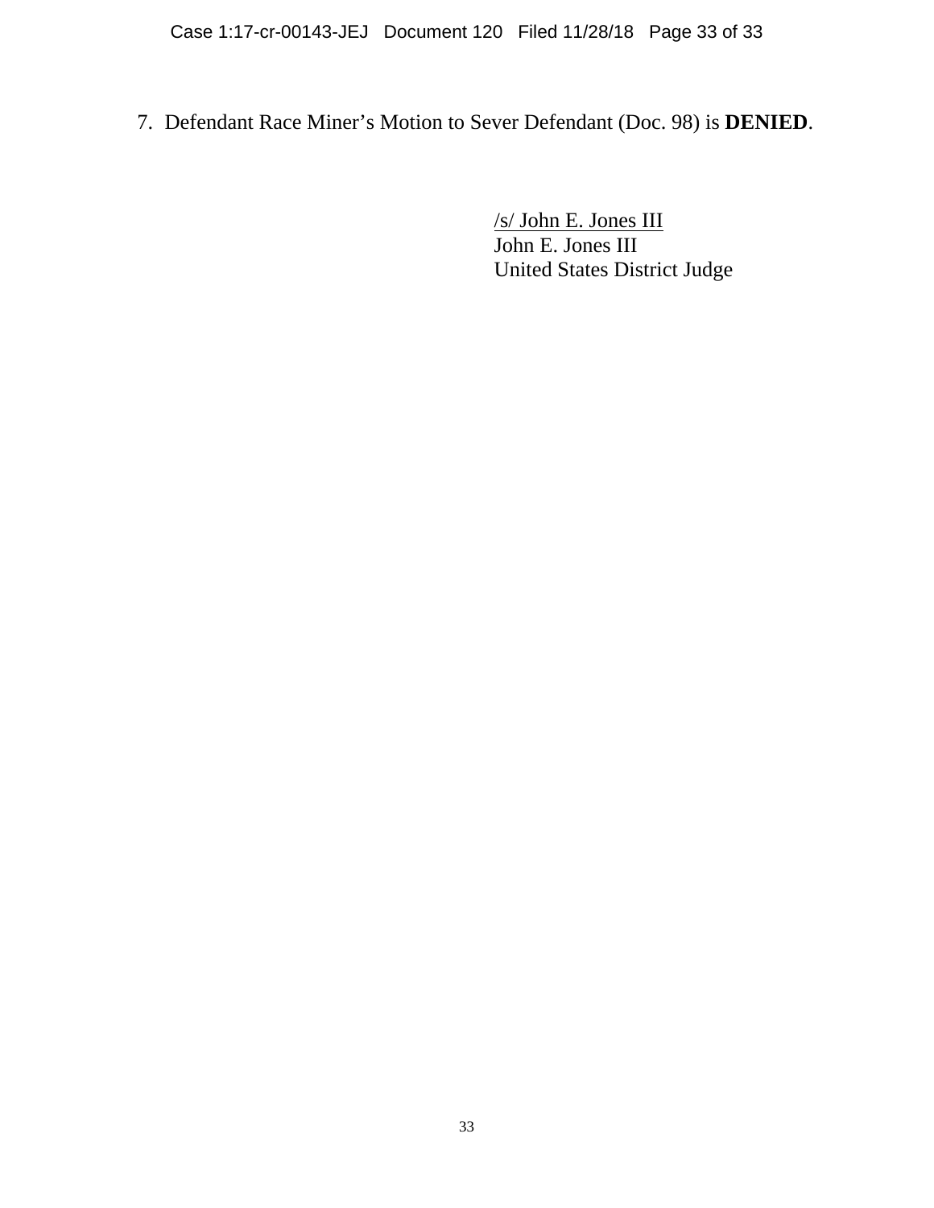7. Defendant Race Miner's Motion to Sever Defendant (Doc. 98) is **DENIED**.

/s/ John E. Jones III
John E. Jones III
United States District Judge